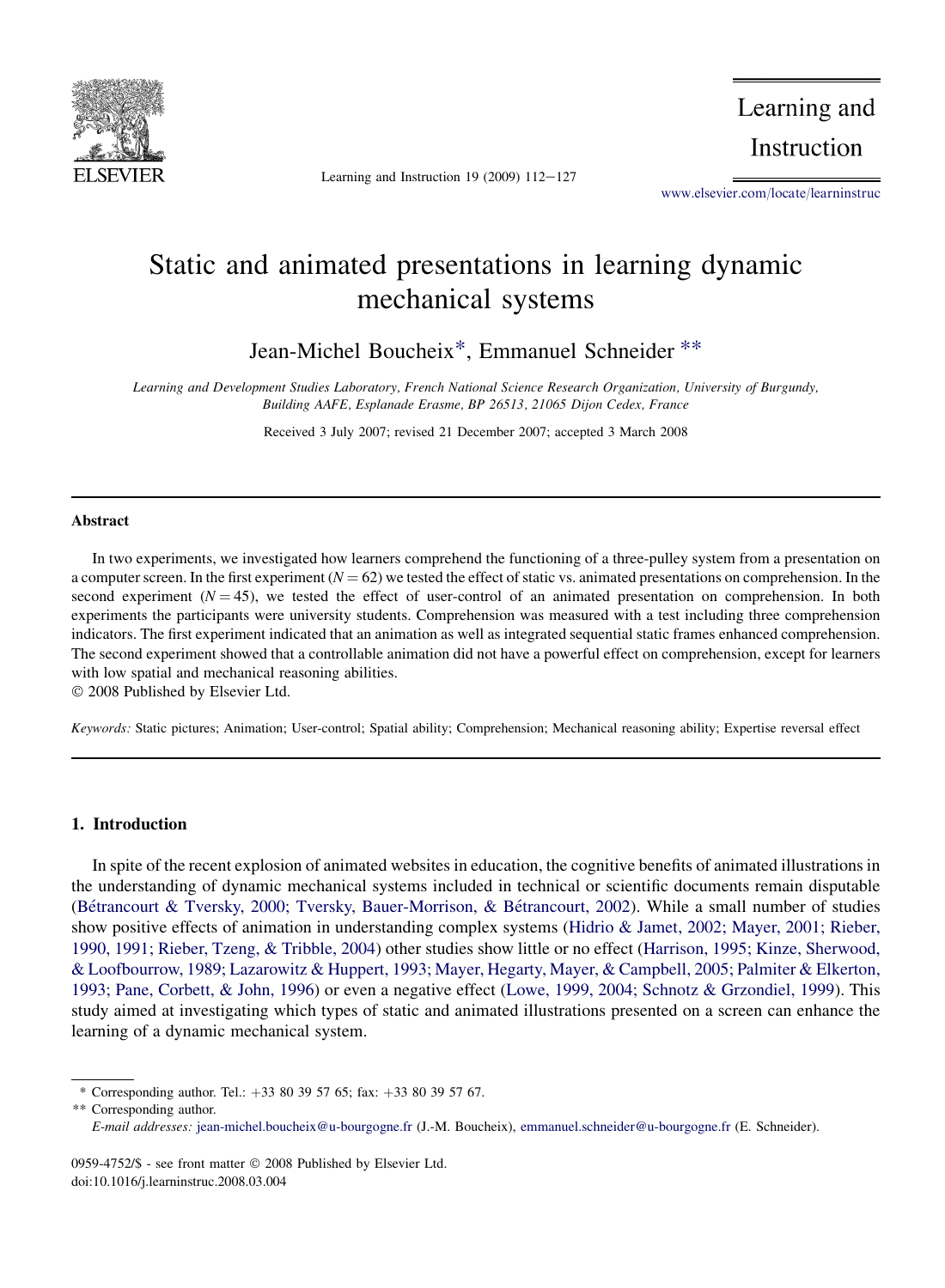# Static and animated presentations in learning dynamic mechanical systems

Jean-Michel Boucheix*, Emmanuel Schneider **

*Learning and Development Studies Laboratory, French National Science Research Organization, University of Burgundy, Building AAFE, Esplanade Erasme, BP 26513, 21065 Dijon Cedex, France*

Received 3 July 2007; revised 21 December 2007; accepted 3 March 2008

---

## Abstract

In two experiments, we investigated how learners comprehend the functioning of a three-pulley system from a presentation on a computer screen. In the first experiment ($N = 62$) we tested the effect of static vs. animated presentations on comprehension. In the second experiment ($N = 45$), we tested the effect of user-control of an animated presentation on comprehension. In both experiments the participants were university students. Comprehension was measured with a test including three comprehension indicators. The first experiment indicated that an animation as well as integrated sequential static frames enhanced comprehension. The second experiment showed that a controllable animation did not have a powerful effect on comprehension, except for learners with low spatial and mechanical reasoning abilities.

© 2008 Published by Elsevier Ltd.

*Keywords:* Static pictures; Animation; User-control; Spatial ability; Comprehension; Mechanical reasoning ability; Expertise reversal effect

---

## 1. Introduction

In spite of the recent explosion of animated websites in education, the cognitive benefits of animated illustrations in the understanding of dynamic mechanical systems included in technical or scientific documents remain disputable (Bétrancourt & Tversky, 2000; Tversky, Bauer-Morrison, & Bétrancourt, 2002). While a small number of studies show positive effects of animation in understanding complex systems (Hidrio & Jamet, 2002; Mayer, 2001; Rieber, 1990, 1991; Rieber, Tzeng, & Tribble, 2004) other studies show little or no effect (Harrison, 1995; Kinze, Sherwood, & Loofbourrow, 1989; Lazarowitz & Huppert, 1993; Mayer, Hegarty, Mayer, & Campbell, 2005; Palmiter & Elkerton, 1993; Pane, Corbett, & John, 1996) or even a negative effect (Lowe, 1999, 2004; Schnotz & Grzondiel, 1999). This study aimed at investigating which types of static and animated illustrations presented on a screen can enhance the learning of a dynamic mechanical system.

---

\* Corresponding author. Tel.: +33 80 39 57 65; fax: +33 80 39 57 67.

\*\* Corresponding author.

*E-mail addresses:* jean-michel.boucheix@u-bourgogne.fr (J.-M. Boucheix), emmanuel.schneider@u-bourgogne.fr (E. Schneider).

0959-4752/$ - see front matter © 2008 Published by Elsevier Ltd.
doi:10.1016/j.learninstruc.2008.03.004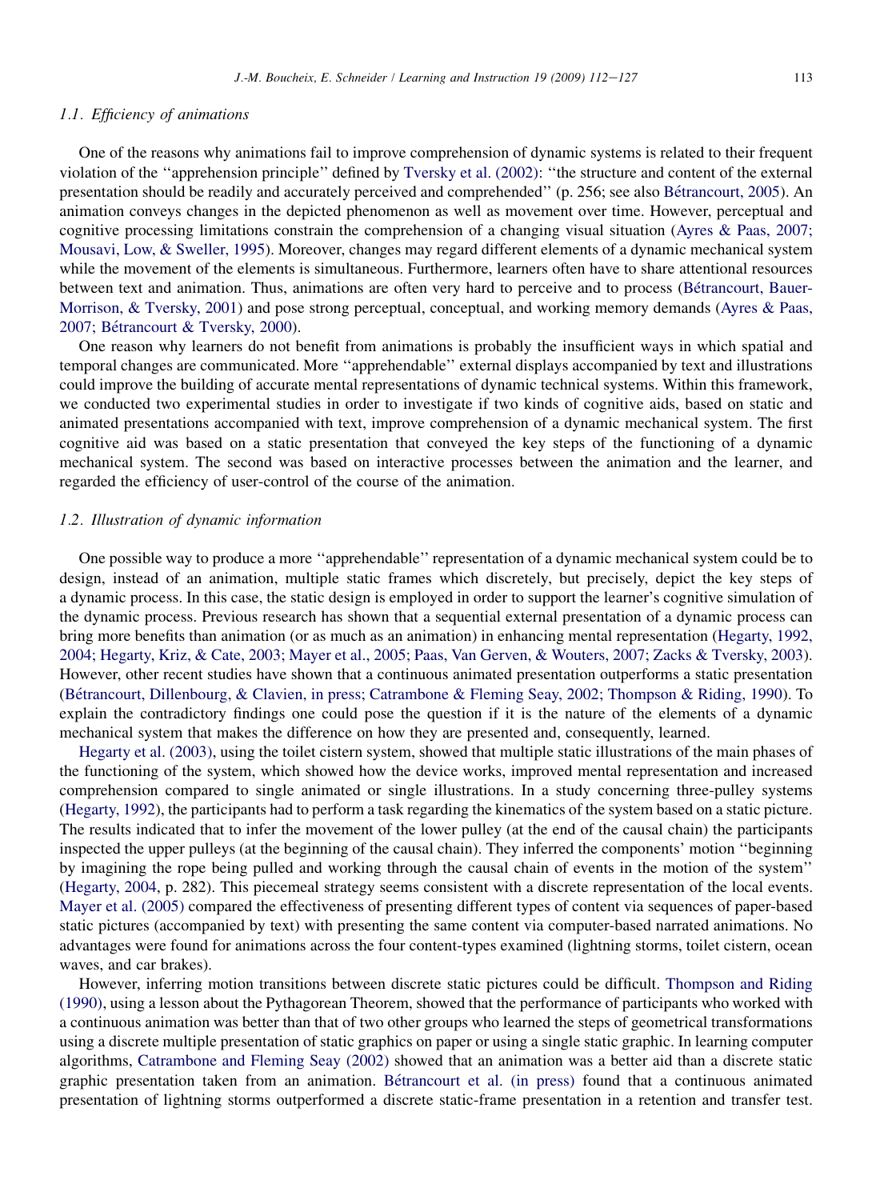### 1.1. Efficiency of animations

One of the reasons why animations fail to improve comprehension of dynamic systems is related to their frequent violation of the ''apprehension principle'' defined by Tversky et al. (2002): ''the structure and content of the external presentation should be readily and accurately perceived and comprehended'' (p. 256; see also Bétrancourt, 2005). An animation conveys changes in the depicted phenomenon as well as movement over time. However, perceptual and cognitive processing limitations constrain the comprehension of a changing visual situation (Ayres & Paas, 2007; Mousavi, Low, & Sweller, 1995). Moreover, changes may regard different elements of a dynamic mechanical system while the movement of the elements is simultaneous. Furthermore, learners often have to share attentional resources between text and animation. Thus, animations are often very hard to perceive and to process (Bétrancourt, Bauer-Morrison, & Tversky, 2001) and pose strong perceptual, conceptual, and working memory demands (Ayres & Paas, 2007; Bétrancourt & Tversky, 2000).

One reason why learners do not benefit from animations is probably the insufficient ways in which spatial and temporal changes are communicated. More ''apprehendable'' external displays accompanied by text and illustrations could improve the building of accurate mental representations of dynamic technical systems. Within this framework, we conducted two experimental studies in order to investigate if two kinds of cognitive aids, based on static and animated presentations accompanied with text, improve comprehension of a dynamic mechanical system. The first cognitive aid was based on a static presentation that conveyed the key steps of the functioning of a dynamic mechanical system. The second was based on interactive processes between the animation and the learner, and regarded the efficiency of user-control of the course of the animation.

### 1.2. Illustration of dynamic information

One possible way to produce a more ''apprehendable'' representation of a dynamic mechanical system could be to design, instead of an animation, multiple static frames which discretely, but precisely, depict the key steps of a dynamic process. In this case, the static design is employed in order to support the learner's cognitive simulation of the dynamic process. Previous research has shown that a sequential external presentation of a dynamic process can bring more benefits than animation (or as much as an animation) in enhancing mental representation (Hegarty, 1992, 2004; Hegarty, Kriz, & Cate, 2003; Mayer et al., 2005; Paas, Van Gerven, & Wouters, 2007; Zacks & Tversky, 2003). However, other recent studies have shown that a continuous animated presentation outperforms a static presentation (Bétrancourt, Dillenbourg, & Clavien, in press; Catrambone & Fleming Seay, 2002; Thompson & Riding, 1990). To explain the contradictory findings one could pose the question if it is the nature of the elements of a dynamic mechanical system that makes the difference on how they are presented and, consequently, learned.

Hegarty et al. (2003), using the toilet cistern system, showed that multiple static illustrations of the main phases of the functioning of the system, which showed how the device works, improved mental representation and increased comprehension compared to single animated or single illustrations. In a study concerning three-pulley systems (Hegarty, 1992), the participants had to perform a task regarding the kinematics of the system based on a static picture. The results indicated that to infer the movement of the lower pulley (at the end of the causal chain) the participants inspected the upper pulleys (at the beginning of the causal chain). They inferred the components' motion ''beginning by imagining the rope being pulled and working through the causal chain of events in the motion of the system'' (Hegarty, 2004, p. 282). This piecemeal strategy seems consistent with a discrete representation of the local events. Mayer et al. (2005) compared the effectiveness of presenting different types of content via sequences of paper-based static pictures (accompanied by text) with presenting the same content via computer-based narrated animations. No advantages were found for animations across the four content-types examined (lightning storms, toilet cistern, ocean waves, and car brakes).

However, inferring motion transitions between discrete static pictures could be difficult. Thompson and Riding (1990), using a lesson about the Pythagorean Theorem, showed that the performance of participants who worked with a continuous animation was better than that of two other groups who learned the steps of geometrical transformations using a discrete multiple presentation of static graphics on paper or using a single static graphic. In learning computer algorithms, Catrambone and Fleming Seay (2002) showed that an animation was a better aid than a discrete static graphic presentation taken from an animation. Bétrancourt et al. (in press) found that a continuous animated presentation of lightning storms outperformed a discrete static-frame presentation in a retention and transfer test.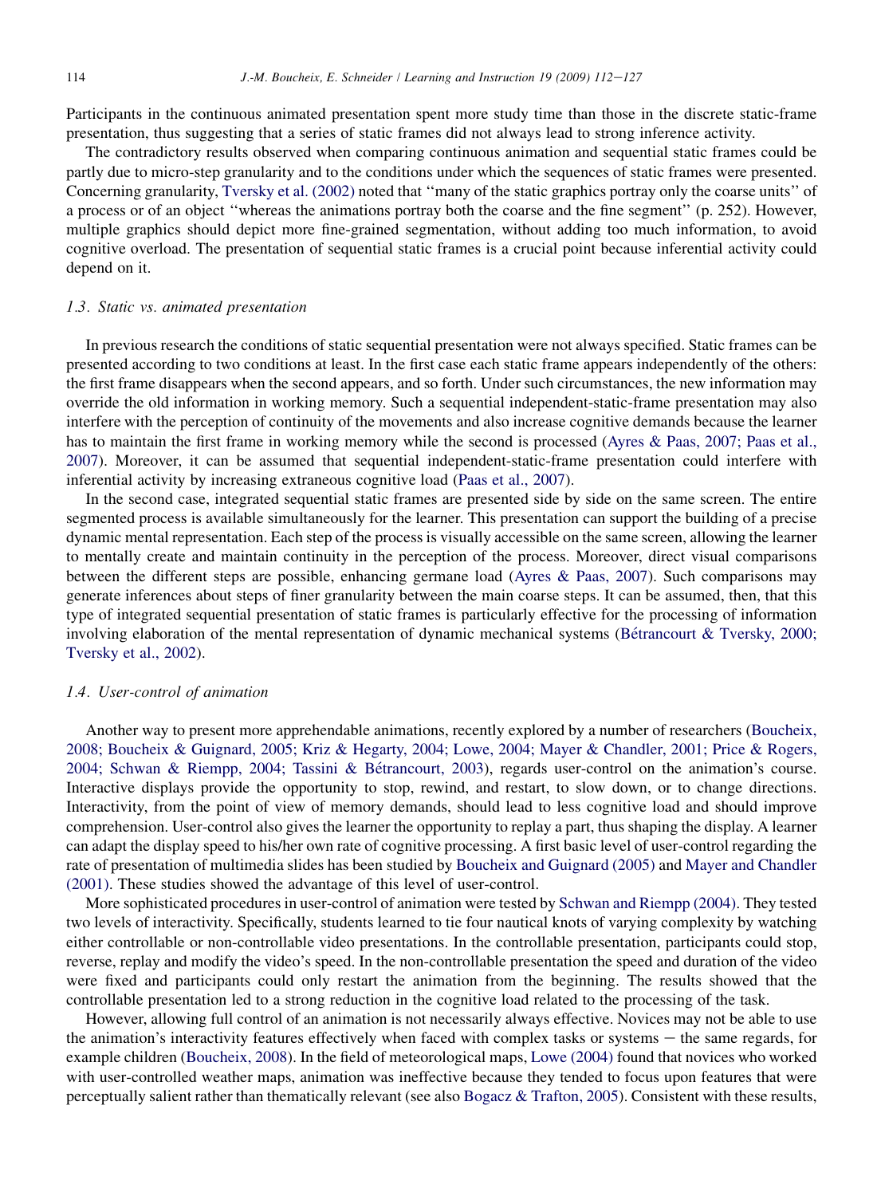Participants in the continuous animated presentation spent more study time than those in the discrete static-frame presentation, thus suggesting that a series of static frames did not always lead to strong inference activity.

The contradictory results observed when comparing continuous animation and sequential static frames could be partly due to micro-step granularity and to the conditions under which the sequences of static frames were presented. Concerning granularity, Tversky et al. (2002) noted that ''many of the static graphics portray only the coarse units'' of a process or of an object ''whereas the animations portray both the coarse and the fine segment'' (p. 252). However, multiple graphics should depict more fine-grained segmentation, without adding too much information, to avoid cognitive overload. The presentation of sequential static frames is a crucial point because inferential activity could depend on it.

### 1.3. Static vs. animated presentation

In previous research the conditions of static sequential presentation were not always specified. Static frames can be presented according to two conditions at least. In the first case each static frame appears independently of the others: the first frame disappears when the second appears, and so forth. Under such circumstances, the new information may override the old information in working memory. Such a sequential independent-static-frame presentation may also interfere with the perception of continuity of the movements and also increase cognitive demands because the learner has to maintain the first frame in working memory while the second is processed (Ayres & Paas, 2007; Paas et al., 2007). Moreover, it can be assumed that sequential independent-static-frame presentation could interfere with inferential activity by increasing extraneous cognitive load (Paas et al., 2007).

In the second case, integrated sequential static frames are presented side by side on the same screen. The entire segmented process is available simultaneously for the learner. This presentation can support the building of a precise dynamic mental representation. Each step of the process is visually accessible on the same screen, allowing the learner to mentally create and maintain continuity in the perception of the process. Moreover, direct visual comparisons between the different steps are possible, enhancing germane load (Ayres & Paas, 2007). Such comparisons may generate inferences about steps of finer granularity between the main coarse steps. It can be assumed, then, that this type of integrated sequential presentation of static frames is particularly effective for the processing of information involving elaboration of the mental representation of dynamic mechanical systems (Bétrancourt & Tversky, 2000; Tversky et al., 2002).

### 1.4. User-control of animation

Another way to present more apprehendable animations, recently explored by a number of researchers (Boucheix, 2008; Boucheix & Guignard, 2005; Kriz & Hegarty, 2004; Lowe, 2004; Mayer & Chandler, 2001; Price & Rogers, 2004; Schwan & Riempp, 2004; Tassini & Bétrancourt, 2003), regards user-control on the animation's course. Interactive displays provide the opportunity to stop, rewind, and restart, to slow down, or to change directions. Interactivity, from the point of view of memory demands, should lead to less cognitive load and should improve comprehension. User-control also gives the learner the opportunity to replay a part, thus shaping the display. A learner can adapt the display speed to his/her own rate of cognitive processing. A first basic level of user-control regarding the rate of presentation of multimedia slides has been studied by Boucheix and Guignard (2005) and Mayer and Chandler (2001). These studies showed the advantage of this level of user-control.

More sophisticated procedures in user-control of animation were tested by Schwan and Riempp (2004). They tested two levels of interactivity. Specifically, students learned to tie four nautical knots of varying complexity by watching either controllable or non-controllable video presentations. In the controllable presentation, participants could stop, reverse, replay and modify the video's speed. In the non-controllable presentation the speed and duration of the video were fixed and participants could only restart the animation from the beginning. The results showed that the controllable presentation led to a strong reduction in the cognitive load related to the processing of the task.

However, allowing full control of an animation is not necessarily always effective. Novices may not be able to use the animation's interactivity features effectively when faced with complex tasks or systems – the same regards, for example children (Boucheix, 2008). In the field of meteorological maps, Lowe (2004) found that novices who worked with user-controlled weather maps, animation was ineffective because they tended to focus upon features that were perceptually salient rather than thematically relevant (see also Bogacz & Trafton, 2005). Consistent with these results,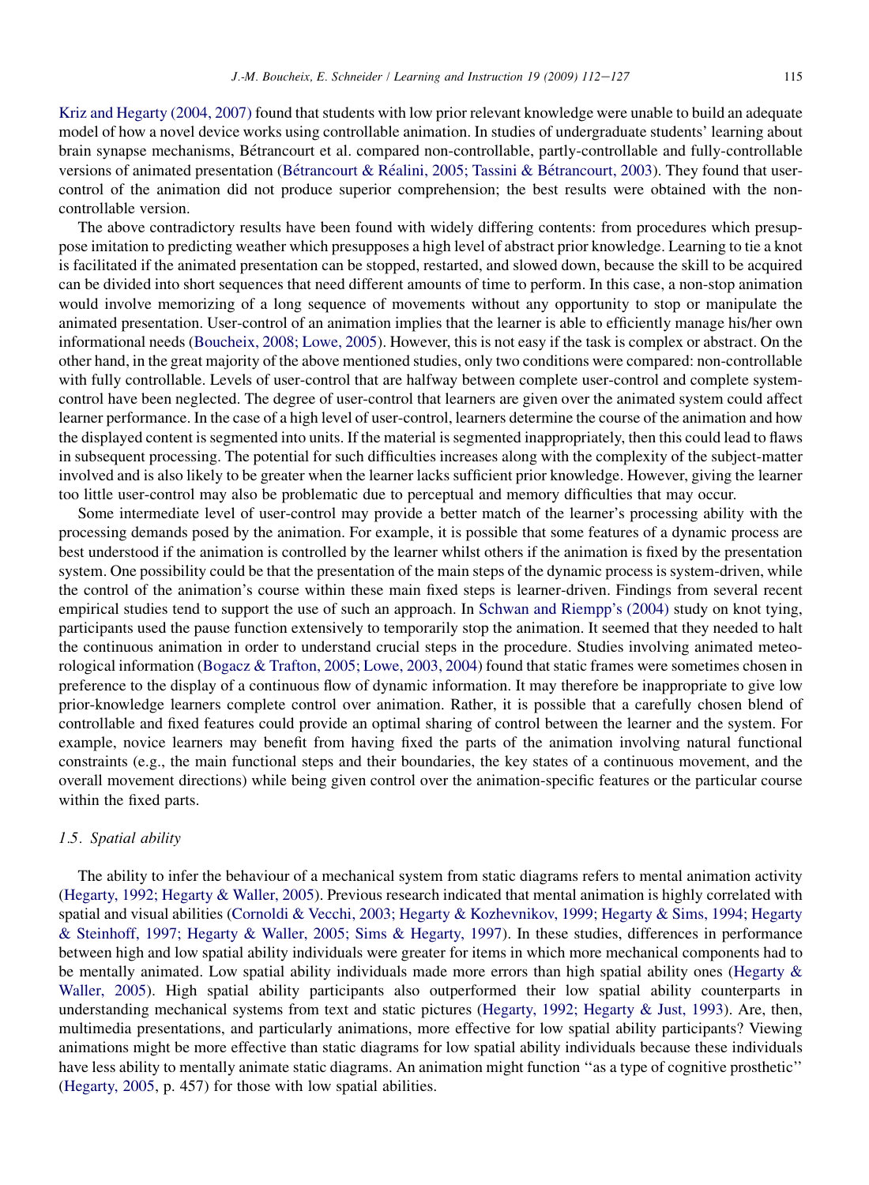Kriz and Hegarty (2004, 2007) found that students with low prior relevant knowledge were unable to build an adequate model of how a novel device works using controllable animation. In studies of undergraduate students' learning about brain synapse mechanisms, Bétrancourt et al. compared non-controllable, partly-controllable and fully-controllable versions of animated presentation (Bétrancourt & Réalini, 2005; Tassini & Bétrancourt, 2003). They found that user-control of the animation did not produce superior comprehension; the best results were obtained with the non-controllable version.

The above contradictory results have been found with widely differing contents: from procedures which presuppose imitation to predicting weather which presupposes a high level of abstract prior knowledge. Learning to tie a knot is facilitated if the animated presentation can be stopped, restarted, and slowed down, because the skill to be acquired can be divided into short sequences that need different amounts of time to perform. In this case, a non-stop animation would involve memorizing of a long sequence of movements without any opportunity to stop or manipulate the animated presentation. User-control of an animation implies that the learner is able to efficiently manage his/her own informational needs (Boucheix, 2008; Lowe, 2005). However, this is not easy if the task is complex or abstract. On the other hand, in the great majority of the above mentioned studies, only two conditions were compared: non-controllable with fully controllable. Levels of user-control that are halfway between complete user-control and complete system-control have been neglected. The degree of user-control that learners are given over the animated system could affect learner performance. In the case of a high level of user-control, learners determine the course of the animation and how the displayed content is segmented into units. If the material is segmented inappropriately, then this could lead to flaws in subsequent processing. The potential for such difficulties increases along with the complexity of the subject-matter involved and is also likely to be greater when the learner lacks sufficient prior knowledge. However, giving the learner too little user-control may also be problematic due to perceptual and memory difficulties that may occur.

Some intermediate level of user-control may provide a better match of the learner's processing ability with the processing demands posed by the animation. For example, it is possible that some features of a dynamic process are best understood if the animation is controlled by the learner whilst others if the animation is fixed by the presentation system. One possibility could be that the presentation of the main steps of the dynamic process is system-driven, while the control of the animation's course within these main fixed steps is learner-driven. Findings from several recent empirical studies tend to support the use of such an approach. In Schwan and Riempp's (2004) study on knot tying, participants used the pause function extensively to temporarily stop the animation. It seemed that they needed to halt the continuous animation in order to understand crucial steps in the procedure. Studies involving animated meteorological information (Bogacz & Trafton, 2005; Lowe, 2003, 2004) found that static frames were sometimes chosen in preference to the display of a continuous flow of dynamic information. It may therefore be inappropriate to give low prior-knowledge learners complete control over animation. Rather, it is possible that a carefully chosen blend of controllable and fixed features could provide an optimal sharing of control between the learner and the system. For example, novice learners may benefit from having fixed the parts of the animation involving natural functional constraints (e.g., the main functional steps and their boundaries, the key states of a continuous movement, and the overall movement directions) while being given control over the animation-specific features or the particular course within the fixed parts.

### *1.5. Spatial ability*

The ability to infer the behaviour of a mechanical system from static diagrams refers to mental animation activity (Hegarty, 1992; Hegarty & Waller, 2005). Previous research indicated that mental animation is highly correlated with spatial and visual abilities (Cornoldi & Vecchi, 2003; Hegarty & Kozhevnikov, 1999; Hegarty & Sims, 1994; Hegarty & Steinhoff, 1997; Hegarty & Waller, 2005; Sims & Hegarty, 1997). In these studies, differences in performance between high and low spatial ability individuals were greater for items in which more mechanical components had to be mentally animated. Low spatial ability individuals made more errors than high spatial ability ones (Hegarty & Waller, 2005). High spatial ability participants also outperformed their low spatial ability counterparts in understanding mechanical systems from text and static pictures (Hegarty, 1992; Hegarty & Just, 1993). Are, then, multimedia presentations, and particularly animations, more effective for low spatial ability participants? Viewing animations might be more effective than static diagrams for low spatial ability individuals because these individuals have less ability to mentally animate static diagrams. An animation might function ''as a type of cognitive prosthetic'' (Hegarty, 2005, p. 457) for those with low spatial abilities.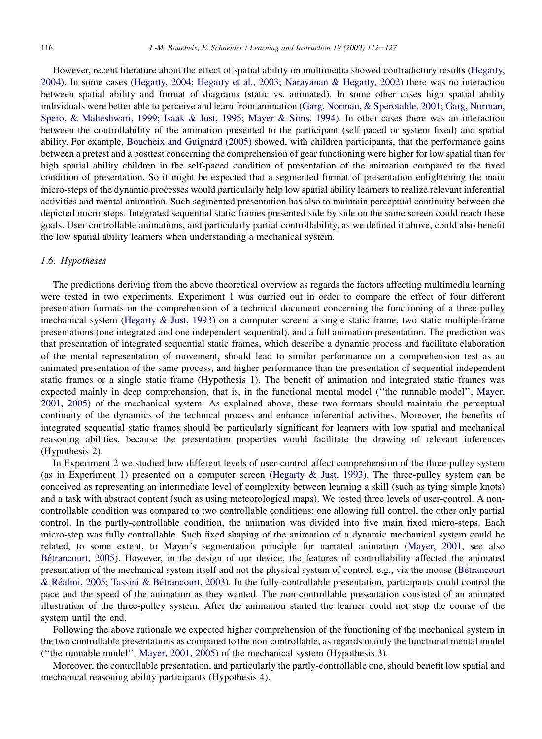However, recent literature about the effect of spatial ability on multimedia showed contradictory results (Hegarty, 2004). In some cases (Hegarty, 2004; Hegarty et al., 2003; Narayanan & Hegarty, 2002) there was no interaction between spatial ability and format of diagrams (static vs. animated). In some other cases high spatial ability individuals were better able to perceive and learn from animation (Garg, Norman, & Sperotable, 2001; Garg, Norman, Spero, & Maheshwari, 1999; Isaak & Just, 1995; Mayer & Sims, 1994). In other cases there was an interaction between the controllability of the animation presented to the participant (self-paced or system fixed) and spatial ability. For example, Boucheix and Guignard (2005) showed, with children participants, that the performance gains between a pretest and a posttest concerning the comprehension of gear functioning were higher for low spatial than for high spatial ability children in the self-paced condition of presentation of the animation compared to the fixed condition of presentation. So it might be expected that a segmented format of presentation enlightening the main micro-steps of the dynamic processes would particularly help low spatial ability learners to realize relevant inferential activities and mental animation. Such segmented presentation has also to maintain perceptual continuity between the depicted micro-steps. Integrated sequential static frames presented side by side on the same screen could reach these goals. User-controllable animations, and particularly partial controllability, as we defined it above, could also benefit the low spatial ability learners when understanding a mechanical system.

### 1.6. Hypotheses

The predictions deriving from the above theoretical overview as regards the factors affecting multimedia learning were tested in two experiments. Experiment 1 was carried out in order to compare the effect of four different presentation formats on the comprehension of a technical document concerning the functioning of a three-pulley mechanical system (Hegarty & Just, 1993) on a computer screen: a single static frame, two static multiple-frame presentations (one integrated and one independent sequential), and a full animation presentation. The prediction was that presentation of integrated sequential static frames, which describe a dynamic process and facilitate elaboration of the mental representation of movement, should lead to similar performance on a comprehension test as an animated presentation of the same process, and higher performance than the presentation of sequential independent static frames or a single static frame (Hypothesis 1). The benefit of animation and integrated static frames was expected mainly in deep comprehension, that is, in the functional mental model (''the runnable model'', Mayer, 2001, 2005) of the mechanical system. As explained above, these two formats should maintain the perceptual continuity of the dynamics of the technical process and enhance inferential activities. Moreover, the benefits of integrated sequential static frames should be particularly significant for learners with low spatial and mechanical reasoning abilities, because the presentation properties would facilitate the drawing of relevant inferences (Hypothesis 2).

In Experiment 2 we studied how different levels of user-control affect comprehension of the three-pulley system (as in Experiment 1) presented on a computer screen (Hegarty & Just, 1993). The three-pulley system can be conceived as representing an intermediate level of complexity between learning a skill (such as tying simple knots) and a task with abstract content (such as using meteorological maps). We tested three levels of user-control. A non-controllable condition was compared to two controllable conditions: one allowing full control, the other only partial control. In the partly-controllable condition, the animation was divided into five main fixed micro-steps. Each micro-step was fully controllable. Such fixed shaping of the animation of a dynamic mechanical system could be related, to some extent, to Mayer's segmentation principle for narrated animation (Mayer, 2001, see also Bétrancourt, 2005). However, in the design of our device, the features of controllability affected the animated presentation of the mechanical system itself and not the physical system of control, e.g., via the mouse (Bétrancourt & Réalini, 2005; Tassini & Bétrancourt, 2003). In the fully-controllable presentation, participants could control the pace and the speed of the animation as they wanted. The non-controllable presentation consisted of an animated illustration of the three-pulley system. After the animation started the learner could not stop the course of the system until the end.

Following the above rationale we expected higher comprehension of the functioning of the mechanical system in the two controllable presentations as compared to the non-controllable, as regards mainly the functional mental model (''the runnable model'', Mayer, 2001, 2005) of the mechanical system (Hypothesis 3).

Moreover, the controllable presentation, and particularly the partly-controllable one, should benefit low spatial and mechanical reasoning ability participants (Hypothesis 4).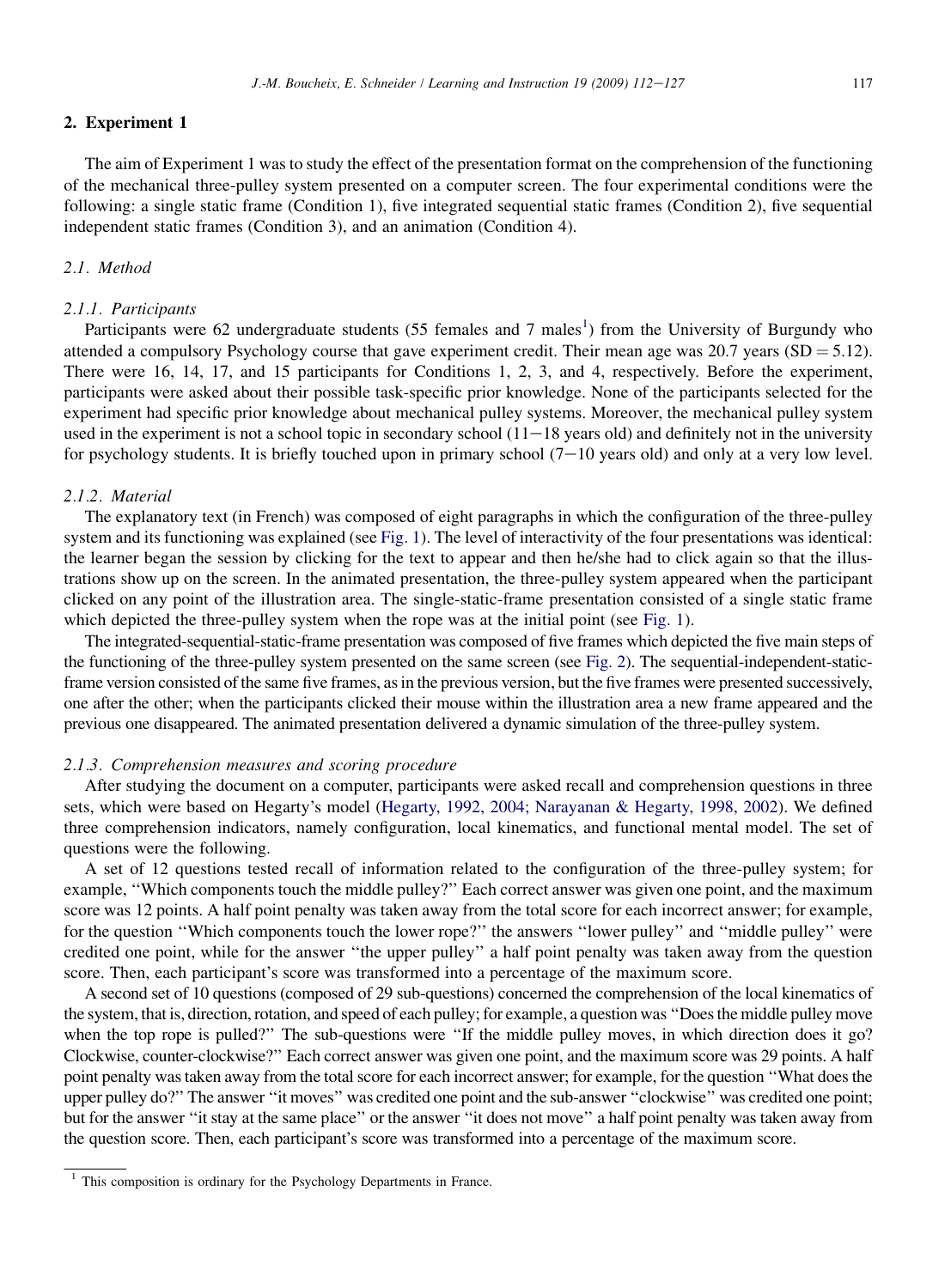## 2. Experiment 1

The aim of Experiment 1 was to study the effect of the presentation format on the comprehension of the functioning of the mechanical three-pulley system presented on a computer screen. The four experimental conditions were the following: a single static frame (Condition 1), five integrated sequential static frames (Condition 2), five sequential independent static frames (Condition 3), and an animation (Condition 4).

### *2.1. Method*

#### *2.1.1. Participants*

Participants were 62 undergraduate students (55 females and 7 males[1]) from the University of Burgundy who attended a compulsory Psychology course that gave experiment credit. Their mean age was 20.7 years (SD = 5.12). There were 16, 14, 17, and 15 participants for Conditions 1, 2, 3, and 4, respectively. Before the experiment, participants were asked about their possible task-specific prior knowledge. None of the participants selected for the experiment had specific prior knowledge about mechanical pulley systems. Moreover, the mechanical pulley system used in the experiment is not a school topic in secondary school (11−18 years old) and definitely not in the university for psychology students. It is briefly touched upon in primary school (7−10 years old) and only at a very low level.

#### *2.1.2. Material*

The explanatory text (in French) was composed of eight paragraphs in which the configuration of the three-pulley system and its functioning was explained (see Fig. 1). The level of interactivity of the four presentations was identical: the learner began the session by clicking for the text to appear and then he/she had to click again so that the illustrations show up on the screen. In the animated presentation, the three-pulley system appeared when the participant clicked on any point of the illustration area. The single-static-frame presentation consisted of a single static frame which depicted the three-pulley system when the rope was at the initial point (see Fig. 1).

The integrated-sequential-static-frame presentation was composed of five frames which depicted the five main steps of the functioning of the three-pulley system presented on the same screen (see Fig. 2). The sequential-independent-static-frame version consisted of the same five frames, as in the previous version, but the five frames were presented successively, one after the other; when the participants clicked their mouse within the illustration area a new frame appeared and the previous one disappeared. The animated presentation delivered a dynamic simulation of the three-pulley system.

#### *2.1.3. Comprehension measures and scoring procedure*

After studying the document on a computer, participants were asked recall and comprehension questions in three sets, which were based on Hegarty's model (Hegarty, 1992, 2004; Narayanan & Hegarty, 1998, 2002). We defined three comprehension indicators, namely configuration, local kinematics, and functional mental model. The set of questions were the following.

A set of 12 questions tested recall of information related to the configuration of the three-pulley system; for example, "Which components touch the middle pulley?" Each correct answer was given one point, and the maximum score was 12 points. A half point penalty was taken away from the total score for each incorrect answer; for example, for the question "Which components touch the lower rope?" the answers "lower pulley" and "middle pulley" were credited one point, while for the answer "the upper pulley" a half point penalty was taken away from the question score. Then, each participant's score was transformed into a percentage of the maximum score.

A second set of 10 questions (composed of 29 sub-questions) concerned the comprehension of the local kinematics of the system, that is, direction, rotation, and speed of each pulley; for example, a question was "Does the middle pulley move when the top rope is pulled?" The sub-questions were "If the middle pulley moves, in which direction does it go? Clockwise, counter-clockwise?" Each correct answer was given one point, and the maximum score was 29 points. A half point penalty was taken away from the total score for each incorrect answer; for example, for the question "What does the upper pulley do?" The answer "it moves" was credited one point and the sub-answer "clockwise" was credited one point; but for the answer "it stay at the same place" or the answer "it does not move" a half point penalty was taken away from the question score. Then, each participant's score was transformed into a percentage of the maximum score.

---

[1] This composition is ordinary for the Psychology Departments in France.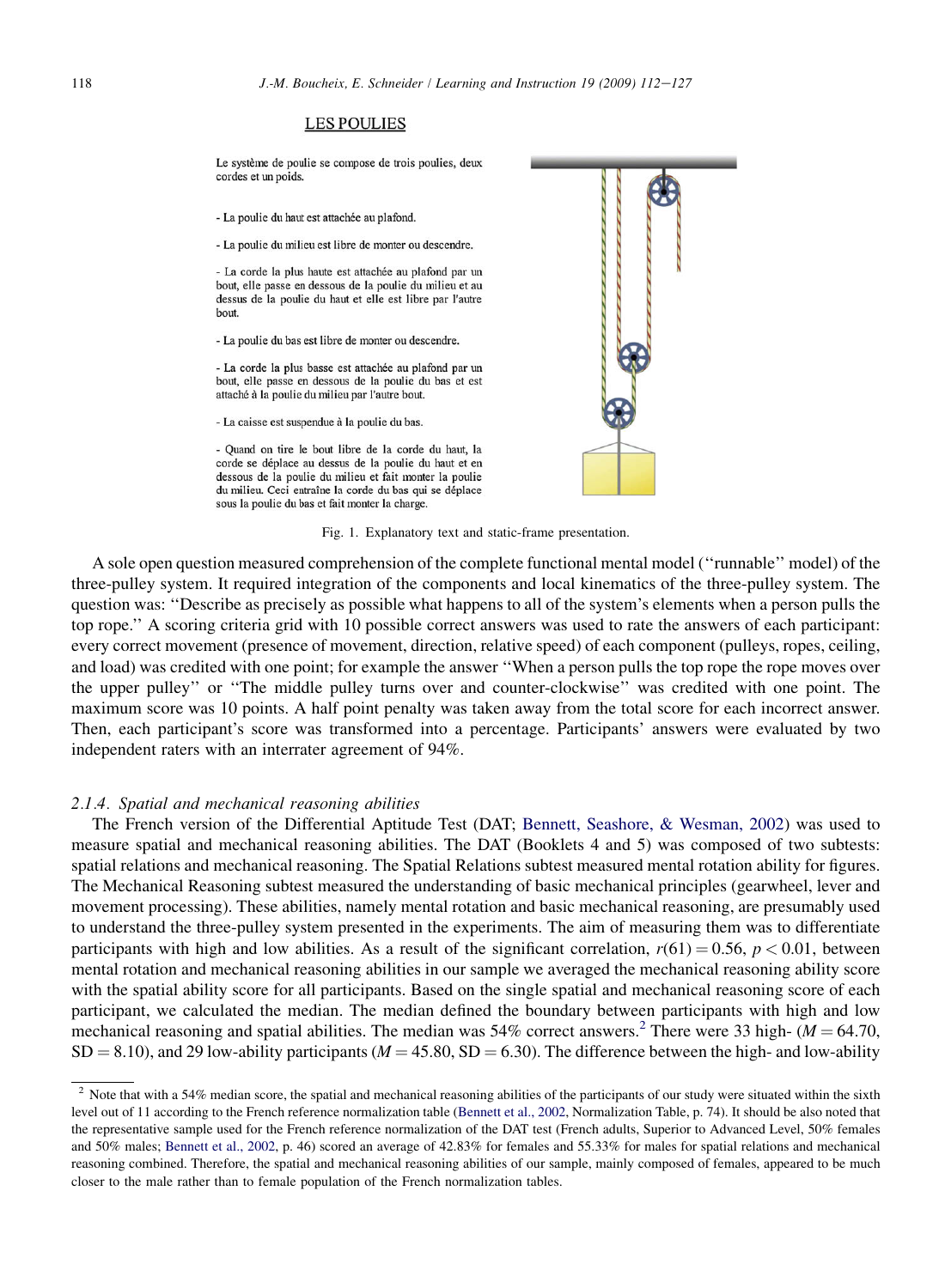LES POULIES

Le système de poulie se compose de trois poulies, deux cordes et un poids.

- La poulie du haut est attachée au plafond.

- La poulie du milieu est libre de monter ou descendre.

- La corde la plus haute est attachée au plafond par un bout, elle passe en dessous de la poulie du milieu et au dessus de la poulie du haut et elle est libre par l'autre bout.

- La poulie du bas est libre de monter ou descendre.

- La corde la plus basse est attachée au plafond par un bout, elle passe en dessous de la poulie du bas et est attaché à la poulie du milieu par l'autre bout.

- La caisse est suspendue à la poulie du bas.

- Quand on tire le bout libre de la corde du haut, la corde se déplace au dessus de la poulie du haut et en dessous de la poulie du milieu et fait monter la poulie du milieu. Ceci entraîne la corde du bas qui se déplace sous la poulie du bas et fait monter la charge.

Fig. 1. Explanatory text and static-frame presentation.

A sole open question measured comprehension of the complete functional mental model (''runnable'' model) of the three-pulley system. It required integration of the components and local kinematics of the three-pulley system. The question was: ''Describe as precisely as possible what happens to all of the system's elements when a person pulls the top rope.'' A scoring criteria grid with 10 possible correct answers was used to rate the answers of each participant: every correct movement (presence of movement, direction, relative speed) of each component (pulleys, ropes, ceiling, and load) was credited with one point; for example the answer ''When a person pulls the top rope the rope moves over the upper pulley'' or ''The middle pulley turns over and counter-clockwise'' was credited with one point. The maximum score was 10 points. A half point penalty was taken away from the total score for each incorrect answer. Then, each participant's score was transformed into a percentage. Participants' answers were evaluated by two independent raters with an interrater agreement of 94%.

### *2.1.4. Spatial and mechanical reasoning abilities*

The French version of the Differential Aptitude Test (DAT; Bennett, Seashore, & Wesman, 2002) was used to measure spatial and mechanical reasoning abilities. The DAT (Booklets 4 and 5) was composed of two subtests: spatial relations and mechanical reasoning. The Spatial Relations subtest measured mental rotation ability for figures. The Mechanical Reasoning subtest measured the understanding of basic mechanical principles (gearwheel, lever and movement processing). These abilities, namely mental rotation and basic mechanical reasoning, are presumably used to understand the three-pulley system presented in the experiments. The aim of measuring them was to differentiate participants with high and low abilities. As a result of the significant correlation, $r(61) = 0.56$, $p < 0.01$, between mental rotation and mechanical reasoning abilities in our sample we averaged the mechanical reasoning ability score with the spatial ability score for all participants. Based on the single spatial and mechanical reasoning score of each participant, we calculated the median. The median defined the boundary between participants with high and low mechanical reasoning and spatial abilities. The median was 54% correct answers.[2] There were 33 high- ($M = 64.70$, $SD = 8.10$), and 29 low-ability participants ($M = 45.80$, $SD = 6.30$). The difference between the high- and low-ability

[2] Note that with a 54% median score, the spatial and mechanical reasoning abilities of the participants of our study were situated within the sixth level out of 11 according to the French reference normalization table (Bennett et al., 2002, Normalization Table, p. 74). It should be also noted that the representative sample used for the French reference normalization of the DAT test (French adults, Superior to Advanced Level, 50% females and 50% males; Bennett et al., 2002, p. 46) scored an average of 42.83% for females and 55.33% for males for spatial relations and mechanical reasoning combined. Therefore, the spatial and mechanical reasoning abilities of our sample, mainly composed of females, appeared to be much closer to the male rather than to female population of the French normalization tables.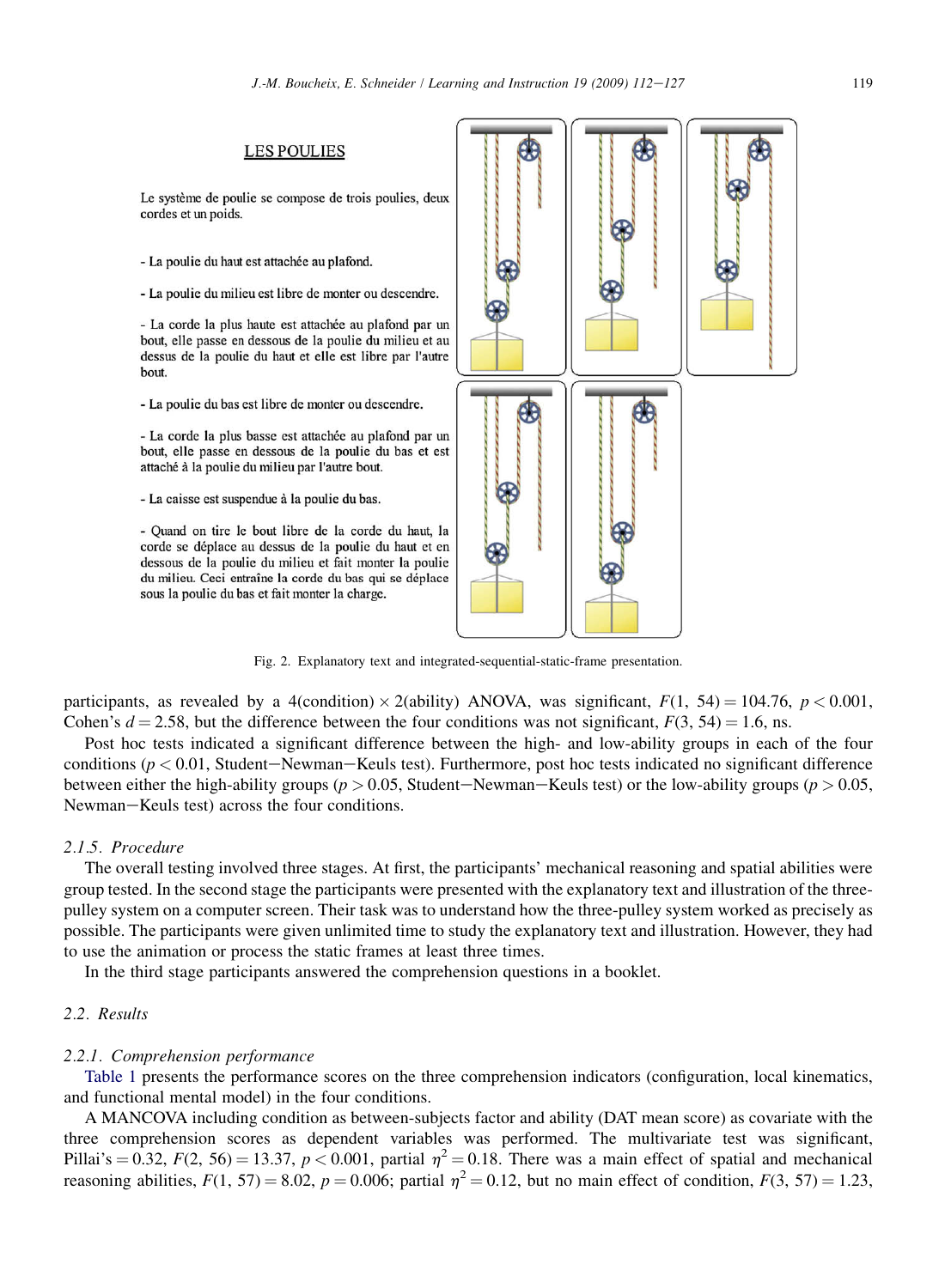LES POULIES

Le système de poulie se compose de trois poulies, deux cordes et un poids.

- La poulie du haut est attachée au plafond.

- La poulie du milieu est libre de monter ou descendre.

- La corde la plus haute est attachée au plafond par un bout, elle passe en dessous de la poulie du milieu et au dessus de la poulie du haut et elle est libre par l'autre bout.

- La poulie du bas est libre de monter ou descendre.

- La corde la plus basse est attachée au plafond par un bout, elle passe en dessous de la poulie du bas et est attaché à la poulie du milieu par l'autre bout.

- La caisse est suspendue à la poulie du bas.

- Quand on tire le bout libre de la corde du haut, la corde se déplace au dessus de la poulie du haut et en dessous de la poulie du milieu et fait monter la poulie du milieu. Ceci entraîne la corde du bas qui se déplace sous la poulie du bas et fait monter la charge.

Fig. 2. Explanatory text and integrated-sequential-static-frame presentation.

participants, as revealed by a 4(condition) × 2(ability) ANOVA, was significant, $F(1, 54) = 104.76$, $p < 0.001$, Cohen's $d = 2.58$, but the difference between the four conditions was not significant, $F(3, 54) = 1.6$, ns.

Post hoc tests indicated a significant difference between the high- and low-ability groups in each of the four conditions ($p < 0.01$, Student−Newman−Keuls test). Furthermore, post hoc tests indicated no significant difference between either the high-ability groups ($p > 0.05$, Student−Newman−Keuls test) or the low-ability groups ($p > 0.05$, Newman−Keuls test) across the four conditions.

#### 2.1.5. *Procedure*

The overall testing involved three stages. At first, the participants' mechanical reasoning and spatial abilities were group tested. In the second stage the participants were presented with the explanatory text and illustration of the three-pulley system on a computer screen. Their task was to understand how the three-pulley system worked as precisely as possible. The participants were given unlimited time to study the explanatory text and illustration. However, they had to use the animation or process the static frames at least three times.

In the third stage participants answered the comprehension questions in a booklet.

### 2.2. *Results*

#### 2.2.1. *Comprehension performance*

Table 1 presents the performance scores on the three comprehension indicators (configuration, local kinematics, and functional mental model) in the four conditions.

A MANCOVA including condition as between-subjects factor and ability (DAT mean score) as covariate with the three comprehension scores as dependent variables was performed. The multivariate test was significant, Pillai's = 0.32, $F(2, 56) = 13.37$, $p < 0.001$, partial $\eta^2 = 0.18$. There was a main effect of spatial and mechanical reasoning abilities, $F(1, 57) = 8.02$, $p = 0.006$; partial $\eta^2 = 0.12$, but no main effect of condition, $F(3, 57) = 1.23$,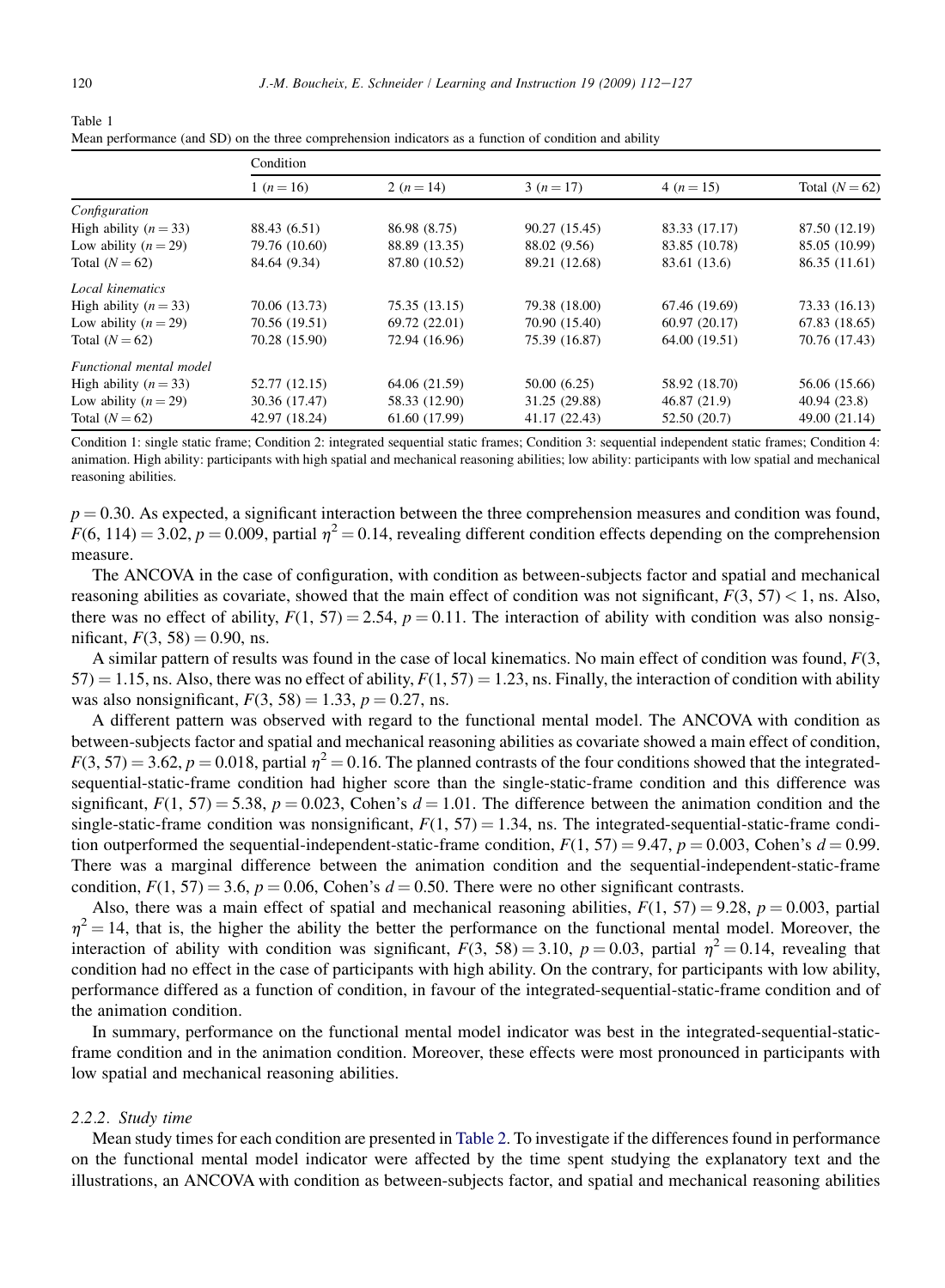Table 1
Mean performance (and SD) on the three comprehension indicators as a function of condition and ability

| | Condition | | | | |
|---|---|---|---|---|---|
| | 1 ($n = 16$) | 2 ($n = 14$) | 3 ($n = 17$) | 4 ($n = 15$) | Total ($N = 62$) |
| *Configuration* | | | | | |
| High ability ($n = 33$) | 88.43 (6.51) | 86.98 (8.75) | 90.27 (15.45) | 83.33 (17.17) | 87.50 (12.19) |
| Low ability ($n = 29$) | 79.76 (10.60) | 88.89 (13.35) | 88.02 (9.56) | 83.85 (10.78) | 85.05 (10.99) |
| Total ($N = 62$) | 84.64 (9.34) | 87.80 (10.52) | 89.21 (12.68) | 83.61 (13.6) | 86.35 (11.61) |
| *Local kinematics* | | | | | |
| High ability ($n = 33$) | 70.06 (13.73) | 75.35 (13.15) | 79.38 (18.00) | 67.46 (19.69) | 73.33 (16.13) |
| Low ability ($n = 29$) | 70.56 (19.51) | 69.72 (22.01) | 70.90 (15.40) | 60.97 (20.17) | 67.83 (18.65) |
| Total ($N = 62$) | 70.28 (15.90) | 72.94 (16.96) | 75.39 (16.87) | 64.00 (19.51) | 70.76 (17.43) |
| *Functional mental model* | | | | | |
| High ability ($n = 33$) | 52.77 (12.15) | 64.06 (21.59) | 50.00 (6.25) | 58.92 (18.70) | 56.06 (15.66) |
| Low ability ($n = 29$) | 30.36 (17.47) | 58.33 (12.90) | 31.25 (29.88) | 46.87 (21.9) | 40.94 (23.8) |
| Total ($N = 62$) | 42.97 (18.24) | 61.60 (17.99) | 41.17 (22.43) | 52.50 (20.7) | 49.00 (21.14) |

Condition 1: single static frame; Condition 2: integrated sequential static frames; Condition 3: sequential independent static frames; Condition 4: animation. High ability: participants with high spatial and mechanical reasoning abilities; low ability: participants with low spatial and mechanical reasoning abilities.

$p = 0.30$. As expected, a significant interaction between the three comprehension measures and condition was found, $F(6, 114) = 3.02$, $p = 0.009$, partial $\eta^2 = 0.14$, revealing different condition effects depending on the comprehension measure.

The ANCOVA in the case of configuration, with condition as between-subjects factor and spatial and mechanical reasoning abilities as covariate, showed that the main effect of condition was not significant, $F(3, 57) < 1$, ns. Also, there was no effect of ability, $F(1, 57) = 2.54$, $p = 0.11$. The interaction of ability with condition was also nonsignificant, $F(3, 58) = 0.90$, ns.

A similar pattern of results was found in the case of local kinematics. No main effect of condition was found, $F(3, 57) = 1.15$, ns. Also, there was no effect of ability, $F(1, 57) = 1.23$, ns. Finally, the interaction of condition with ability was also nonsignificant, $F(3, 58) = 1.33$, $p = 0.27$, ns.

A different pattern was observed with regard to the functional mental model. The ANCOVA with condition as between-subjects factor and spatial and mechanical reasoning abilities as covariate showed a main effect of condition, $F(3, 57) = 3.62$, $p = 0.018$, partial $\eta^2 = 0.16$. The planned contrasts of the four conditions showed that the integrated-sequential-static-frame condition had higher score than the single-static-frame condition and this difference was significant, $F(1, 57) = 5.38$, $p = 0.023$, Cohen's $d = 1.01$. The difference between the animation condition and the single-static-frame condition was nonsignificant, $F(1, 57) = 1.34$, ns. The integrated-sequential-static-frame condition outperformed the sequential-independent-static-frame condition, $F(1, 57) = 9.47$, $p = 0.003$, Cohen's $d = 0.99$. There was a marginal difference between the animation condition and the sequential-independent-static-frame condition, $F(1, 57) = 3.6$, $p = 0.06$, Cohen's $d = 0.50$. There were no other significant contrasts.

Also, there was a main effect of spatial and mechanical reasoning abilities, $F(1, 57) = 9.28$, $p = 0.003$, partial $\eta^2 = 14$, that is, the higher the ability the better the performance on the functional mental model. Moreover, the interaction of ability with condition was significant, $F(3, 58) = 3.10$, $p = 0.03$, partial $\eta^2 = 0.14$, revealing that condition had no effect in the case of participants with high ability. On the contrary, for participants with low ability, performance differed as a function of condition, in favour of the integrated-sequential-static-frame condition and of the animation condition.

In summary, performance on the functional mental model indicator was best in the integrated-sequential-static-frame condition and in the animation condition. Moreover, these effects were most pronounced in participants with low spatial and mechanical reasoning abilities.

#### 2.2.2. Study time

Mean study times for each condition are presented in Table 2. To investigate if the differences found in performance on the functional mental model indicator were affected by the time spent studying the explanatory text and the illustrations, an ANCOVA with condition as between-subjects factor, and spatial and mechanical reasoning abilities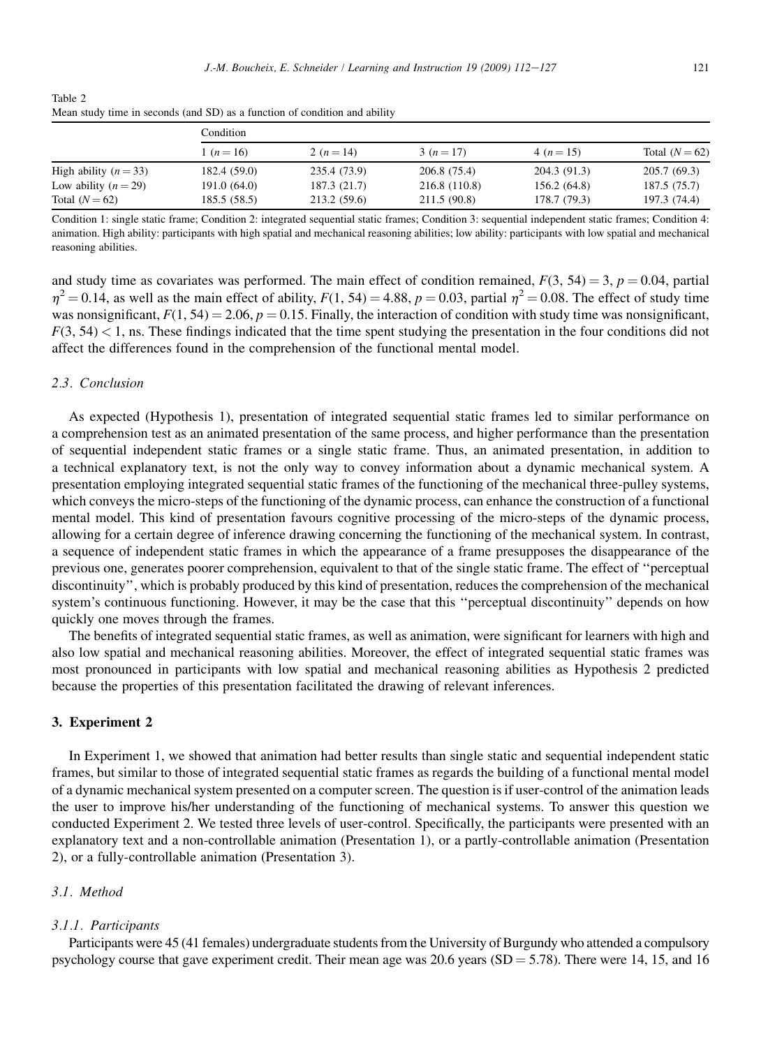Table 2
Mean study time in seconds (and SD) as a function of condition and ability

| | Condition | | | | |
|---|---|---|---|---|---|
| | 1 ($n = 16$) | 2 ($n = 14$) | 3 ($n = 17$) | 4 ($n = 15$) | Total ($N = 62$) |
| High ability ($n = 33$) | 182.4 (59.0) | 235.4 (73.9) | 206.8 (75.4) | 204.3 (91.3) | 205.7 (69.3) |
| Low ability ($n = 29$) | 191.0 (64.0) | 187.3 (21.7) | 216.8 (110.8) | 156.2 (64.8) | 187.5 (75.7) |
| Total ($N = 62$) | 185.5 (58.5) | 213.2 (59.6) | 211.5 (90.8) | 178.7 (79.3) | 197.3 (74.4) |

Condition 1: single static frame; Condition 2: integrated sequential static frames; Condition 3: sequential independent static frames; Condition 4: animation. High ability: participants with high spatial and mechanical reasoning abilities; low ability: participants with low spatial and mechanical reasoning abilities.

and study time as covariates was performed. The main effect of condition remained, $F(3, 54) = 3$, $p = 0.04$, partial $\eta^2 = 0.14$, as well as the main effect of ability, $F(1, 54) = 4.88$, $p = 0.03$, partial $\eta^2 = 0.08$. The effect of study time was nonsignificant, $F(1, 54) = 2.06$, $p = 0.15$. Finally, the interaction of condition with study time was nonsignificant, $F(3, 54) < 1$, ns. These findings indicated that the time spent studying the presentation in the four conditions did not affect the differences found in the comprehension of the functional mental model.

### 2.3. Conclusion

As expected (Hypothesis 1), presentation of integrated sequential static frames led to similar performance on a comprehension test as an animated presentation of the same process, and higher performance than the presentation of sequential independent static frames or a single static frame. Thus, an animated presentation, in addition to a technical explanatory text, is not the only way to convey information about a dynamic mechanical system. A presentation employing integrated sequential static frames of the functioning of the mechanical three-pulley systems, which conveys the micro-steps of the functioning of the dynamic process, can enhance the construction of a functional mental model. This kind of presentation favours cognitive processing of the micro-steps of the dynamic process, allowing for a certain degree of inference drawing concerning the functioning of the mechanical system. In contrast, a sequence of independent static frames in which the appearance of a frame presupposes the disappearance of the previous one, generates poorer comprehension, equivalent to that of the single static frame. The effect of ''perceptual discontinuity'', which is probably produced by this kind of presentation, reduces the comprehension of the mechanical system's continuous functioning. However, it may be the case that this ''perceptual discontinuity'' depends on how quickly one moves through the frames.

The benefits of integrated sequential static frames, as well as animation, were significant for learners with high and also low spatial and mechanical reasoning abilities. Moreover, the effect of integrated sequential static frames was most pronounced in participants with low spatial and mechanical reasoning abilities as Hypothesis 2 predicted because the properties of this presentation facilitated the drawing of relevant inferences.

## 3. Experiment 2

In Experiment 1, we showed that animation had better results than single static and sequential independent static frames, but similar to those of integrated sequential static frames as regards the building of a functional mental model of a dynamic mechanical system presented on a computer screen. The question is if user-control of the animation leads the user to improve his/her understanding of the functioning of mechanical systems. To answer this question we conducted Experiment 2. We tested three levels of user-control. Specifically, the participants were presented with an explanatory text and a non-controllable animation (Presentation 1), or a partly-controllable animation (Presentation 2), or a fully-controllable animation (Presentation 3).

### 3.1. Method

#### 3.1.1. Participants

Participants were 45 (41 females) undergraduate students from the University of Burgundy who attended a compulsory psychology course that gave experiment credit. Their mean age was 20.6 years (SD = 5.78). There were 14, 15, and 16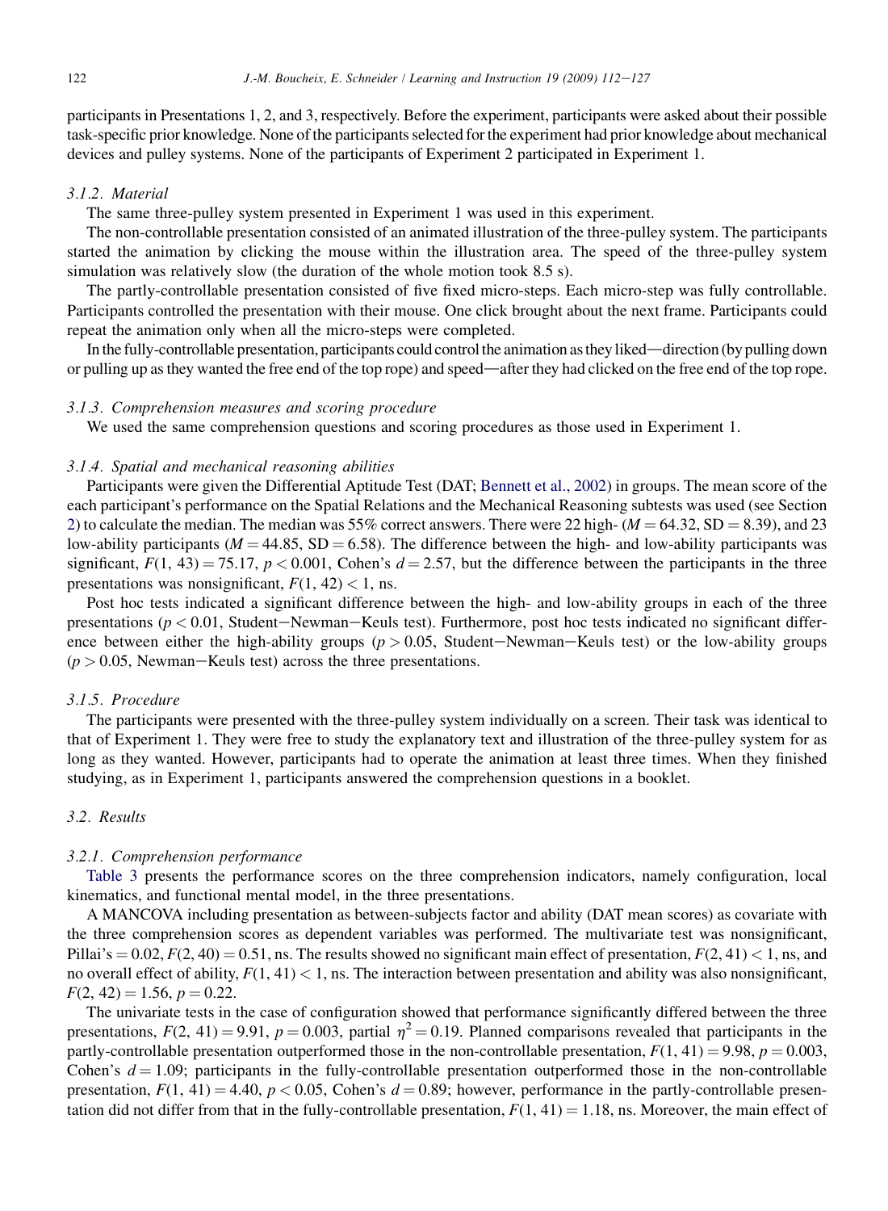participants in Presentations 1, 2, and 3, respectively. Before the experiment, participants were asked about their possible task-specific prior knowledge. None of the participants selected for the experiment had prior knowledge about mechanical devices and pulley systems. None of the participants of Experiment 2 participated in Experiment 1.

#### 3.1.2. Material

The same three-pulley system presented in Experiment 1 was used in this experiment.

The non-controllable presentation consisted of an animated illustration of the three-pulley system. The participants started the animation by clicking the mouse within the illustration area. The speed of the three-pulley system simulation was relatively slow (the duration of the whole motion took 8.5 s).

The partly-controllable presentation consisted of five fixed micro-steps. Each micro-step was fully controllable. Participants controlled the presentation with their mouse. One click brought about the next frame. Participants could repeat the animation only when all the micro-steps were completed.

In the fully-controllable presentation, participants could control the animation as they liked—direction (by pulling down or pulling up as they wanted the free end of the top rope) and speed—after they had clicked on the free end of the top rope.

#### 3.1.3. Comprehension measures and scoring procedure

We used the same comprehension questions and scoring procedures as those used in Experiment 1.

#### 3.1.4. Spatial and mechanical reasoning abilities

Participants were given the Differential Aptitude Test (DAT; Bennett et al., 2002) in groups. The mean score of the each participant's performance on the Spatial Relations and the Mechanical Reasoning subtests was used (see Section 2) to calculate the median. The median was 55% correct answers. There were 22 high- ($M = 64.32$, $SD = 8.39$), and 23 low-ability participants ($M = 44.85$, $SD = 6.58$). The difference between the high- and low-ability participants was significant, $F(1, 43) = 75.17$, $p < 0.001$, Cohen's $d = 2.57$, but the difference between the participants in the three presentations was nonsignificant, $F(1, 42) < 1$, ns.

Post hoc tests indicated a significant difference between the high- and low-ability groups in each of the three presentations ($p < 0.01$, Student–Newman–Keuls test). Furthermore, post hoc tests indicated no significant difference between either the high-ability groups ($p > 0.05$, Student–Newman–Keuls test) or the low-ability groups ($p > 0.05$, Newman–Keuls test) across the three presentations.

#### 3.1.5. Procedure

The participants were presented with the three-pulley system individually on a screen. Their task was identical to that of Experiment 1. They were free to study the explanatory text and illustration of the three-pulley system for as long as they wanted. However, participants had to operate the animation at least three times. When they finished studying, as in Experiment 1, participants answered the comprehension questions in a booklet.

### 3.2. Results

#### 3.2.1. Comprehension performance

Table 3 presents the performance scores on the three comprehension indicators, namely configuration, local kinematics, and functional mental model, in the three presentations.

A MANCOVA including presentation as between-subjects factor and ability (DAT mean scores) as covariate with the three comprehension scores as dependent variables was performed. The multivariate test was nonsignificant, Pillai's $= 0.02$, $F(2, 40) = 0.51$, ns. The results showed no significant main effect of presentation, $F(2, 41) < 1$, ns, and no overall effect of ability, $F(1, 41) < 1$, ns. The interaction between presentation and ability was also nonsignificant, $F(2, 42) = 1.56$, $p = 0.22$.

The univariate tests in the case of configuration showed that performance significantly differed between the three presentations, $F(2, 41) = 9.91$, $p = 0.003$, partial $\eta^2 = 0.19$. Planned comparisons revealed that participants in the partly-controllable presentation outperformed those in the non-controllable presentation, $F(1, 41) = 9.98$, $p = 0.003$, Cohen's $d = 1.09$; participants in the fully-controllable presentation outperformed those in the non-controllable presentation, $F(1, 41) = 4.40$, $p < 0.05$, Cohen's $d = 0.89$; however, performance in the partly-controllable presentation did not differ from that in the fully-controllable presentation, $F(1, 41) = 1.18$, ns. Moreover, the main effect of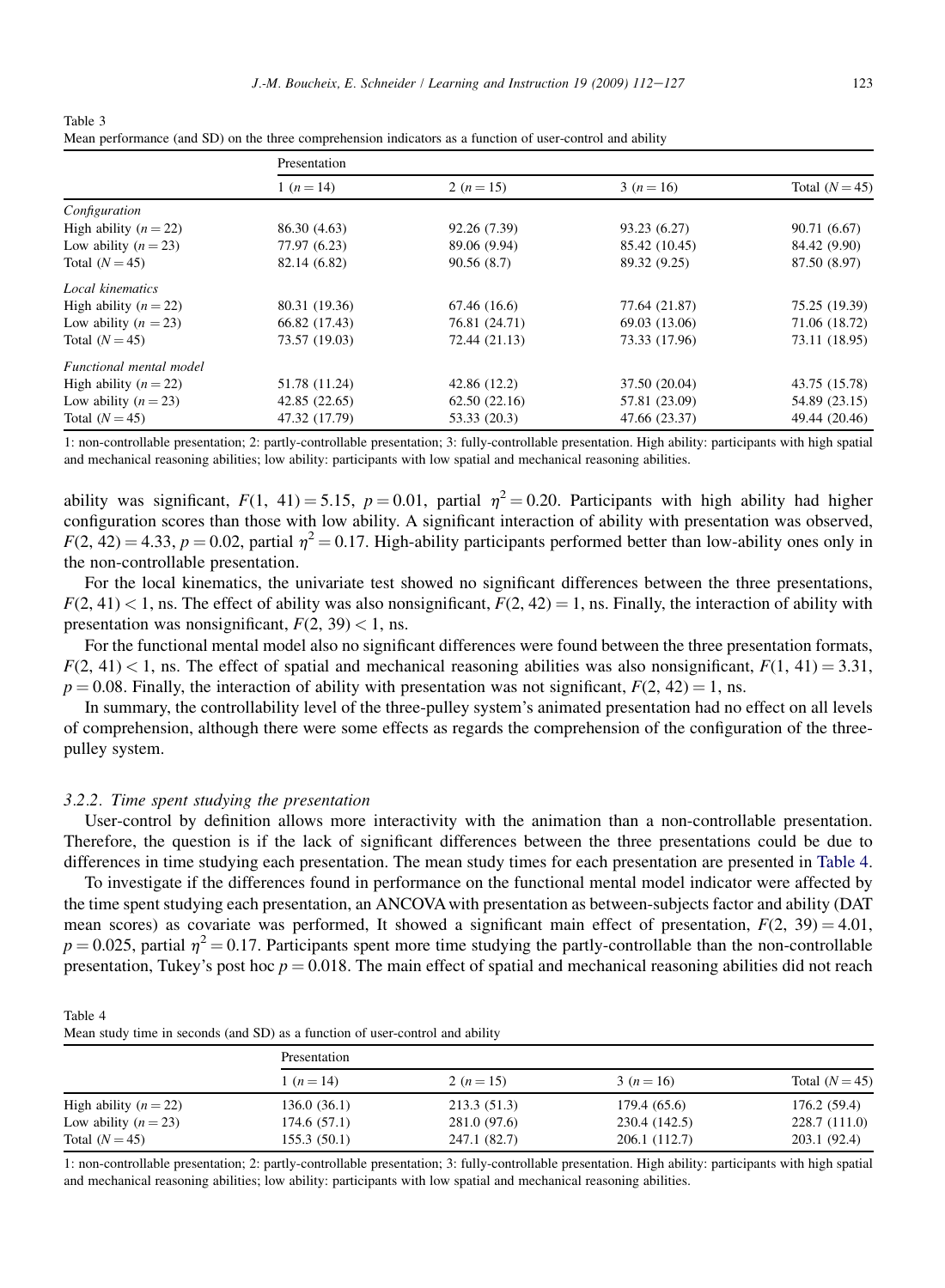Table 3
Mean performance (and SD) on the three comprehension indicators as a function of user-control and ability

| | Presentation | | | |
|---|---|---|---|---|
| | 1 ($n = 14$) | 2 ($n = 15$) | 3 ($n = 16$) | Total ($N = 45$) |
| *Configuration* | | | | |
| High ability ($n = 22$) | 86.30 (4.63) | 92.26 (7.39) | 93.23 (6.27) | 90.71 (6.67) |
| Low ability ($n = 23$) | 77.97 (6.23) | 89.06 (9.94) | 85.42 (10.45) | 84.42 (9.90) |
| Total ($N = 45$) | 82.14 (6.82) | 90.56 (8.7) | 89.32 (9.25) | 87.50 (8.97) |
| *Local kinematics* | | | | |
| High ability ($n = 22$) | 80.31 (19.36) | 67.46 (16.6) | 77.64 (21.87) | 75.25 (19.39) |
| Low ability ($n = 23$) | 66.82 (17.43) | 76.81 (24.71) | 69.03 (13.06) | 71.06 (18.72) |
| Total ($N = 45$) | 73.57 (19.03) | 72.44 (21.13) | 73.33 (17.96) | 73.11 (18.95) |
| *Functional mental model* | | | | |
| High ability ($n = 22$) | 51.78 (11.24) | 42.86 (12.2) | 37.50 (20.04) | 43.75 (15.78) |
| Low ability ($n = 23$) | 42.85 (22.65) | 62.50 (22.16) | 57.81 (23.09) | 54.89 (23.15) |
| Total ($N = 45$) | 47.32 (17.79) | 53.33 (20.3) | 47.66 (23.37) | 49.44 (20.46) |

1: non-controllable presentation; 2: partly-controllable presentation; 3: fully-controllable presentation. High ability: participants with high spatial and mechanical reasoning abilities; low ability: participants with low spatial and mechanical reasoning abilities.

ability was significant, $F(1, 41) = 5.15$, $p = 0.01$, partial $\eta^2 = 0.20$. Participants with high ability had higher configuration scores than those with low ability. A significant interaction of ability with presentation was observed, $F(2, 42) = 4.33$, $p = 0.02$, partial $\eta^2 = 0.17$. High-ability participants performed better than low-ability ones only in the non-controllable presentation.

For the local kinematics, the univariate test showed no significant differences between the three presentations, $F(2, 41) < 1$, ns. The effect of ability was also nonsignificant, $F(2, 42) = 1$, ns. Finally, the interaction of ability with presentation was nonsignificant, $F(2, 39) < 1$, ns.

For the functional mental model also no significant differences were found between the three presentation formats, $F(2, 41) < 1$, ns. The effect of spatial and mechanical reasoning abilities was also nonsignificant, $F(1, 41) = 3.31$, $p = 0.08$. Finally, the interaction of ability with presentation was not significant, $F(2, 42) = 1$, ns.

In summary, the controllability level of the three-pulley system's animated presentation had no effect on all levels of comprehension, although there were some effects as regards the comprehension of the configuration of the three-pulley system.

### 3.2.2. Time spent studying the presentation

User-control by definition allows more interactivity with the animation than a non-controllable presentation. Therefore, the question is if the lack of significant differences between the three presentations could be due to differences in time studying each presentation. The mean study times for each presentation are presented in Table 4.

To investigate if the differences found in performance on the functional mental model indicator were affected by the time spent studying each presentation, an ANCOVA with presentation as between-subjects factor and ability (DAT mean scores) as covariate was performed, It showed a significant main effect of presentation, $F(2, 39) = 4.01$, $p = 0.025$, partial $\eta^2 = 0.17$. Participants spent more time studying the partly-controllable than the non-controllable presentation, Tukey's post hoc $p = 0.018$. The main effect of spatial and mechanical reasoning abilities did not reach

Table 4
Mean study time in seconds (and SD) as a function of user-control and ability

| | Presentation | | | |
|---|---|---|---|---|
| | 1 ($n = 14$) | 2 ($n = 15$) | 3 ($n = 16$) | Total ($N = 45$) |
| High ability ($n = 22$) | 136.0 (36.1) | 213.3 (51.3) | 179.4 (65.6) | 176.2 (59.4) |
| Low ability ($n = 23$) | 174.6 (57.1) | 281.0 (97.6) | 230.4 (142.5) | 228.7 (111.0) |
| Total ($N = 45$) | 155.3 (50.1) | 247.1 (82.7) | 206.1 (112.7) | 203.1 (92.4) |

1: non-controllable presentation; 2: partly-controllable presentation; 3: fully-controllable presentation. High ability: participants with high spatial and mechanical reasoning abilities; low ability: participants with low spatial and mechanical reasoning abilities.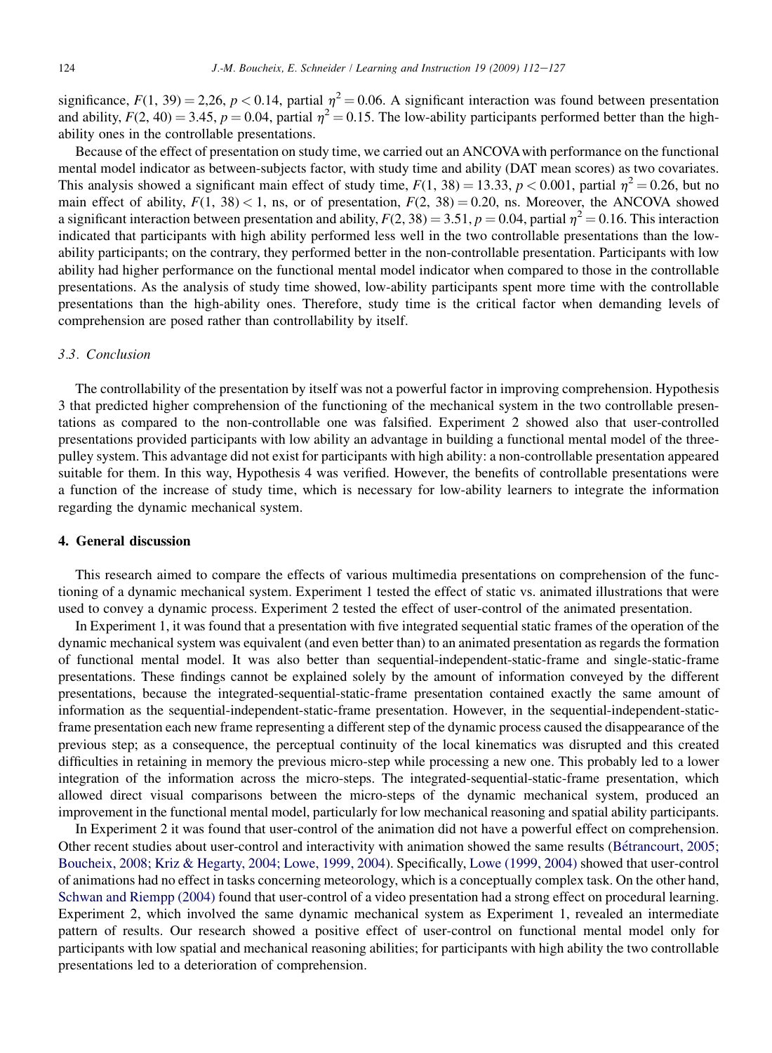significance, $F(1, 39) = 2{,}26$, $p < 0.14$, partial $\eta^2 = 0.06$. A significant interaction was found between presentation and ability, $F(2, 40) = 3.45$, $p = 0.04$, partial $\eta^2 = 0.15$. The low-ability participants performed better than the high-ability ones in the controllable presentations.

Because of the effect of presentation on study time, we carried out an ANCOVA with performance on the functional mental model indicator as between-subjects factor, with study time and ability (DAT mean scores) as two covariates. This analysis showed a significant main effect of study time, $F(1, 38) = 13.33$, $p < 0.001$, partial $\eta^2 = 0.26$, but no main effect of ability, $F(1, 38) < 1$, ns, or of presentation, $F(2, 38) = 0.20$, ns. Moreover, the ANCOVA showed a significant interaction between presentation and ability, $F(2, 38) = 3.51$, $p = 0.04$, partial $\eta^2 = 0.16$. This interaction indicated that participants with high ability performed less well in the two controllable presentations than the low-ability participants; on the contrary, they performed better in the non-controllable presentation. Participants with low ability had higher performance on the functional mental model indicator when compared to those in the controllable presentations. As the analysis of study time showed, low-ability participants spent more time with the controllable presentations than the high-ability ones. Therefore, study time is the critical factor when demanding levels of comprehension are posed rather than controllability by itself.

### 3.3. Conclusion

The controllability of the presentation by itself was not a powerful factor in improving comprehension. Hypothesis 3 that predicted higher comprehension of the functioning of the mechanical system in the two controllable presentations as compared to the non-controllable one was falsified. Experiment 2 showed also that user-controlled presentations provided participants with low ability an advantage in building a functional mental model of the three-pulley system. This advantage did not exist for participants with high ability: a non-controllable presentation appeared suitable for them. In this way, Hypothesis 4 was verified. However, the benefits of controllable presentations were a function of the increase of study time, which is necessary for low-ability learners to integrate the information regarding the dynamic mechanical system.

## 4. General discussion

This research aimed to compare the effects of various multimedia presentations on comprehension of the functioning of a dynamic mechanical system. Experiment 1 tested the effect of static vs. animated illustrations that were used to convey a dynamic process. Experiment 2 tested the effect of user-control of the animated presentation.

In Experiment 1, it was found that a presentation with five integrated sequential static frames of the operation of the dynamic mechanical system was equivalent (and even better than) to an animated presentation as regards the formation of functional mental model. It was also better than sequential-independent-static-frame and single-static-frame presentations. These findings cannot be explained solely by the amount of information conveyed by the different presentations, because the integrated-sequential-static-frame presentation contained exactly the same amount of information as the sequential-independent-static-frame presentation. However, in the sequential-independent-static-frame presentation each new frame representing a different step of the dynamic process caused the disappearance of the previous step; as a consequence, the perceptual continuity of the local kinematics was disrupted and this created difficulties in retaining in memory the previous micro-step while processing a new one. This probably led to a lower integration of the information across the micro-steps. The integrated-sequential-static-frame presentation, which allowed direct visual comparisons between the micro-steps of the dynamic mechanical system, produced an improvement in the functional mental model, particularly for low mechanical reasoning and spatial ability participants.

In Experiment 2 it was found that user-control of the animation did not have a powerful effect on comprehension. Other recent studies about user-control and interactivity with animation showed the same results (Bétrancourt, 2005; Boucheix, 2008; Kriz & Hegarty, 2004; Lowe, 1999, 2004). Specifically, Lowe (1999, 2004) showed that user-control of animations had no effect in tasks concerning meteorology, which is a conceptually complex task. On the other hand, Schwan and Riempp (2004) found that user-control of a video presentation had a strong effect on procedural learning. Experiment 2, which involved the same dynamic mechanical system as Experiment 1, revealed an intermediate pattern of results. Our research showed a positive effect of user-control on functional mental model only for participants with low spatial and mechanical reasoning abilities; for participants with high ability the two controllable presentations led to a deterioration of comprehension.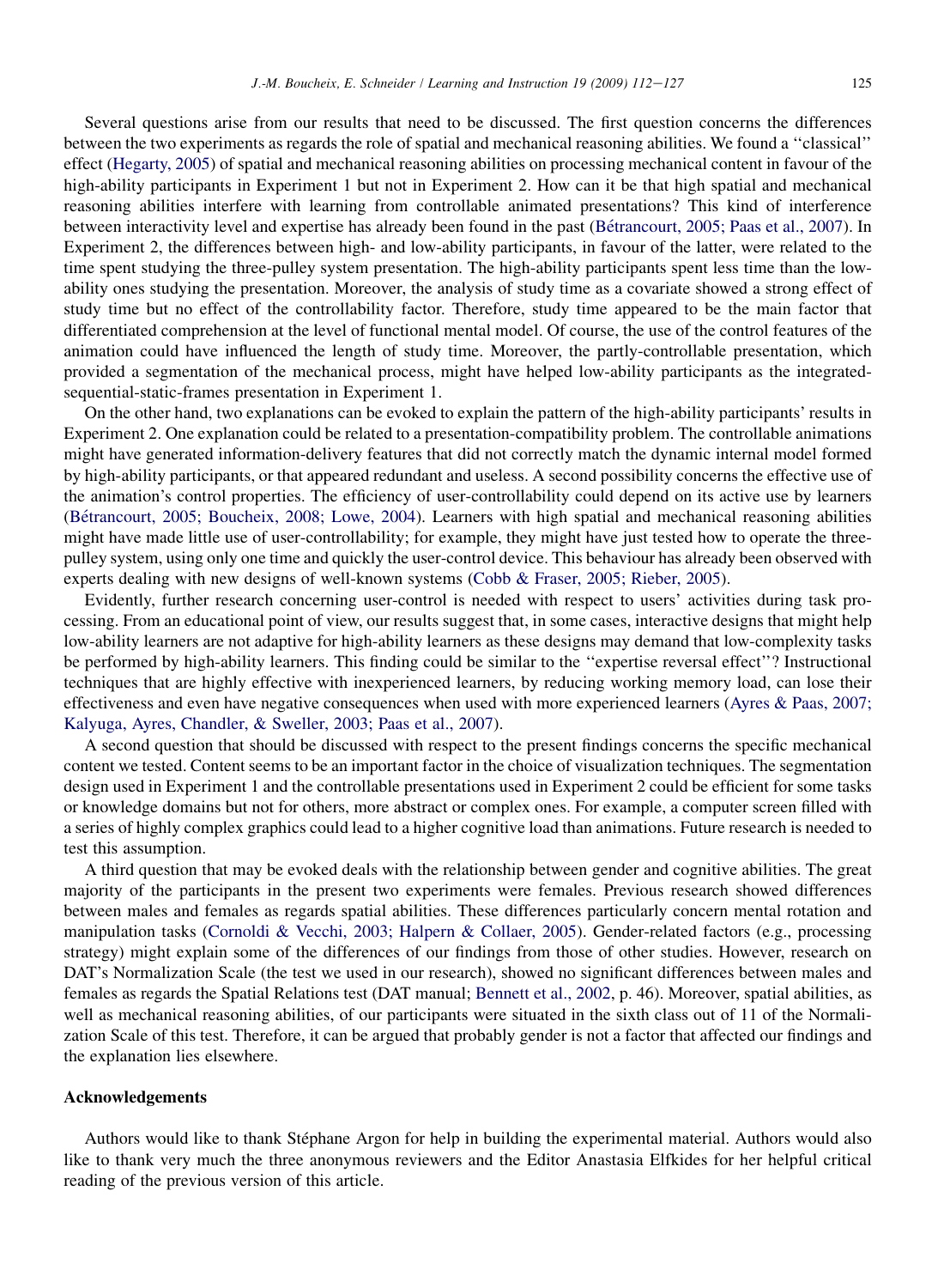Several questions arise from our results that need to be discussed. The first question concerns the differences between the two experiments as regards the role of spatial and mechanical reasoning abilities. We found a ''classical'' effect (Hegarty, 2005) of spatial and mechanical reasoning abilities on processing mechanical content in favour of the high-ability participants in Experiment 1 but not in Experiment 2. How can it be that high spatial and mechanical reasoning abilities interfere with learning from controllable animated presentations? This kind of interference between interactivity level and expertise has already been found in the past (Bétrancourt, 2005; Paas et al., 2007). In Experiment 2, the differences between high- and low-ability participants, in favour of the latter, were related to the time spent studying the three-pulley system presentation. The high-ability participants spent less time than the low-ability ones studying the presentation. Moreover, the analysis of study time as a covariate showed a strong effect of study time but no effect of the controllability factor. Therefore, study time appeared to be the main factor that differentiated comprehension at the level of functional mental model. Of course, the use of the control features of the animation could have influenced the length of study time. Moreover, the partly-controllable presentation, which provided a segmentation of the mechanical process, might have helped low-ability participants as the integrated-sequential-static-frames presentation in Experiment 1.

On the other hand, two explanations can be evoked to explain the pattern of the high-ability participants' results in Experiment 2. One explanation could be related to a presentation-compatibility problem. The controllable animations might have generated information-delivery features that did not correctly match the dynamic internal model formed by high-ability participants, or that appeared redundant and useless. A second possibility concerns the effective use of the animation's control properties. The efficiency of user-controllability could depend on its active use by learners (Bétrancourt, 2005; Boucheix, 2008; Lowe, 2004). Learners with high spatial and mechanical reasoning abilities might have made little use of user-controllability; for example, they might have just tested how to operate the three-pulley system, using only one time and quickly the user-control device. This behaviour has already been observed with experts dealing with new designs of well-known systems (Cobb & Fraser, 2005; Rieber, 2005).

Evidently, further research concerning user-control is needed with respect to users' activities during task processing. From an educational point of view, our results suggest that, in some cases, interactive designs that might help low-ability learners are not adaptive for high-ability learners as these designs may demand that low-complexity tasks be performed by high-ability learners. This finding could be similar to the ''expertise reversal effect''? Instructional techniques that are highly effective with inexperienced learners, by reducing working memory load, can lose their effectiveness and even have negative consequences when used with more experienced learners (Ayres & Paas, 2007; Kalyuga, Ayres, Chandler, & Sweller, 2003; Paas et al., 2007).

A second question that should be discussed with respect to the present findings concerns the specific mechanical content we tested. Content seems to be an important factor in the choice of visualization techniques. The segmentation design used in Experiment 1 and the controllable presentations used in Experiment 2 could be efficient for some tasks or knowledge domains but not for others, more abstract or complex ones. For example, a computer screen filled with a series of highly complex graphics could lead to a higher cognitive load than animations. Future research is needed to test this assumption.

A third question that may be evoked deals with the relationship between gender and cognitive abilities. The great majority of the participants in the present two experiments were females. Previous research showed differences between males and females as regards spatial abilities. These differences particularly concern mental rotation and manipulation tasks (Cornoldi & Vecchi, 2003; Halpern & Collaer, 2005). Gender-related factors (e.g., processing strategy) might explain some of the differences of our findings from those of other studies. However, research on DAT's Normalization Scale (the test we used in our research), showed no significant differences between males and females as regards the Spatial Relations test (DAT manual; Bennett et al., 2002, p. 46). Moreover, spatial abilities, as well as mechanical reasoning abilities, of our participants were situated in the sixth class out of 11 of the Normalization Scale of this test. Therefore, it can be argued that probably gender is not a factor that affected our findings and the explanation lies elsewhere.

## Acknowledgements

Authors would like to thank Stéphane Argon for help in building the experimental material. Authors would also like to thank very much the three anonymous reviewers and the Editor Anastasia Elfkides for her helpful critical reading of the previous version of this article.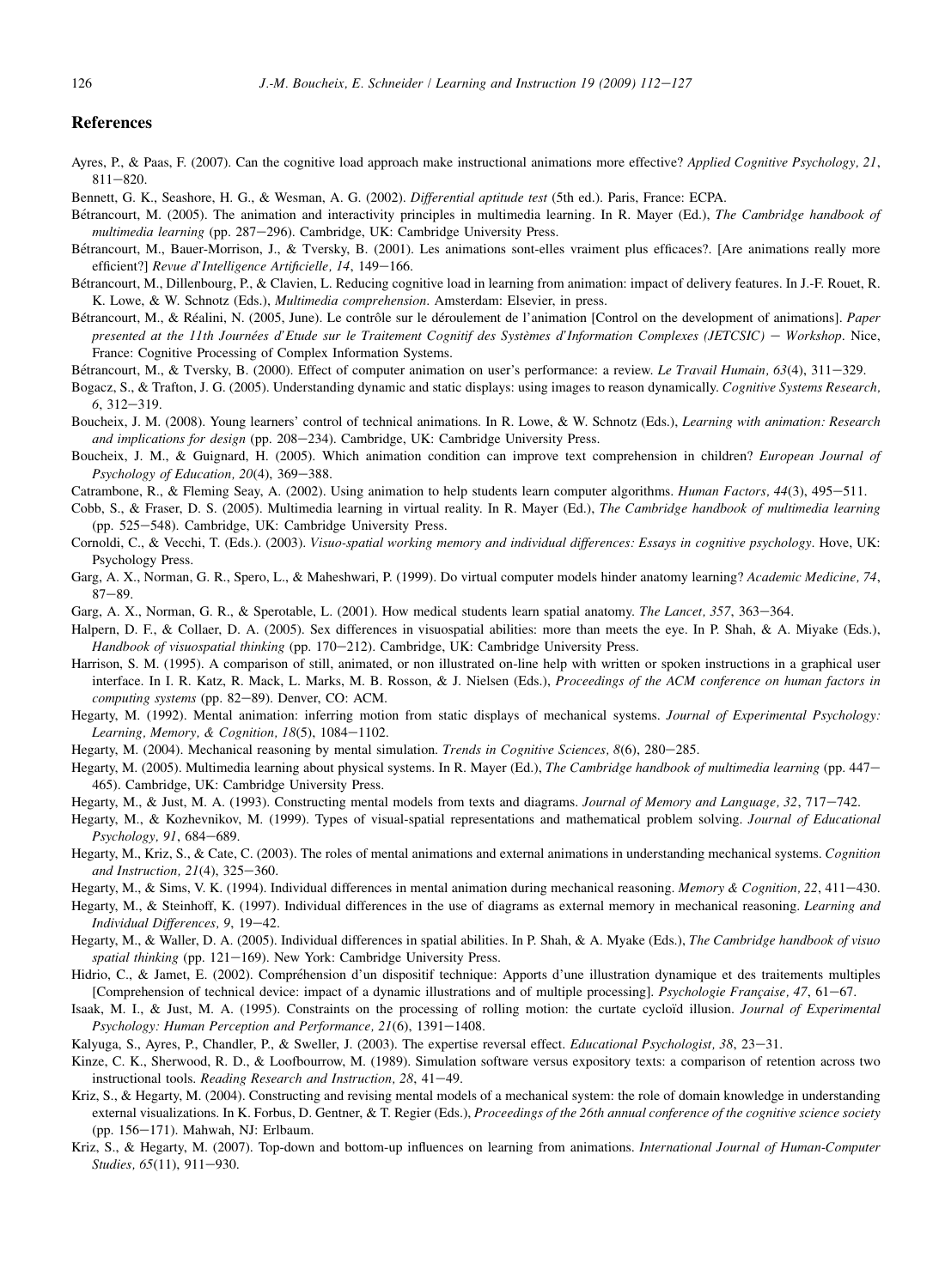## References

Ayres, P., & Paas, F. (2007). Can the cognitive load approach make instructional animations more effective? *Applied Cognitive Psychology, 21*, 811–820.

Bennett, G. K., Seashore, H. G., & Wesman, A. G. (2002). *Differential aptitude test* (5th ed.). Paris, France: ECPA.

Bétrancourt, M. (2005). The animation and interactivity principles in multimedia learning. In R. Mayer (Ed.), *The Cambridge handbook of multimedia learning* (pp. 287–296). Cambridge, UK: Cambridge University Press.

Bétrancourt, M., Bauer-Morrison, J., & Tversky, B. (2001). Les animations sont-elles vraiment plus efficaces?. [Are animations really more efficient?] *Revue d'Intelligence Artificielle, 14*, 149–166.

Bétrancourt, M., Dillenbourg, P., & Clavien, L. Reducing cognitive load in learning from animation: impact of delivery features. In J.-F. Rouet, R. K. Lowe, & W. Schnotz (Eds.), *Multimedia comprehension*. Amsterdam: Elsevier, in press.

Bétrancourt, M., & Réalini, N. (2005, June). Le contrôle sur le déroulement de l'animation [Control on the development of animations]. *Paper presented at the 11th Journées d'Etude sur le Traitement Cognitif des Systèmes d'Information Complexes (JETCSIC) – Workshop*. Nice, France: Cognitive Processing of Complex Information Systems.

Bétrancourt, M., & Tversky, B. (2000). Effect of computer animation on user's performance: a review. *Le Travail Humain, 63*(4), 311–329.

Bogacz, S., & Trafton, J. G. (2005). Understanding dynamic and static displays: using images to reason dynamically. *Cognitive Systems Research, 6*, 312–319.

Boucheix, J. M. (2008). Young learners' control of technical animations. In R. Lowe, & W. Schnotz (Eds.), *Learning with animation: Research and implications for design* (pp. 208–234). Cambridge, UK: Cambridge University Press.

Boucheix, J. M., & Guignard, H. (2005). Which animation condition can improve text comprehension in children? *European Journal of Psychology of Education, 20*(4), 369–388.

Catrambone, R., & Fleming Seay, A. (2002). Using animation to help students learn computer algorithms. *Human Factors, 44*(3), 495–511.

Cobb, S., & Fraser, D. S. (2005). Multimedia learning in virtual reality. In R. Mayer (Ed.), *The Cambridge handbook of multimedia learning* (pp. 525–548). Cambridge, UK: Cambridge University Press.

Cornoldi, C., & Vecchi, T. (Eds.). (2003). *Visuo-spatial working memory and individual differences: Essays in cognitive psychology*. Hove, UK: Psychology Press.

Garg, A. X., Norman, G. R., Spero, L., & Maheshwari, P. (1999). Do virtual computer models hinder anatomy learning? *Academic Medicine, 74*, 87–89.

Garg, A. X., Norman, G. R., & Sperotable, L. (2001). How medical students learn spatial anatomy. *The Lancet, 357*, 363–364.

Halpern, D. F., & Collaer, D. A. (2005). Sex differences in visuospatial abilities: more than meets the eye. In P. Shah, & A. Miyake (Eds.), *Handbook of visuospatial thinking* (pp. 170–212). Cambridge, UK: Cambridge University Press.

Harrison, S. M. (1995). A comparison of still, animated, or non illustrated on-line help with written or spoken instructions in a graphical user interface. In I. R. Katz, R. Mack, L. Marks, M. B. Rosson, & J. Nielsen (Eds.), *Proceedings of the ACM conference on human factors in computing systems* (pp. 82–89). Denver, CO: ACM.

Hegarty, M. (1992). Mental animation: inferring motion from static displays of mechanical systems. *Journal of Experimental Psychology: Learning, Memory, & Cognition, 18*(5), 1084–1102.

Hegarty, M. (2004). Mechanical reasoning by mental simulation. *Trends in Cognitive Sciences, 8*(6), 280–285.

Hegarty, M. (2005). Multimedia learning about physical systems. In R. Mayer (Ed.), *The Cambridge handbook of multimedia learning* (pp. 447–465). Cambridge, UK: Cambridge University Press.

Hegarty, M., & Just, M. A. (1993). Constructing mental models from texts and diagrams. *Journal of Memory and Language, 32*, 717–742.

Hegarty, M., & Kozhevnikov, M. (1999). Types of visual-spatial representations and mathematical problem solving. *Journal of Educational Psychology, 91*, 684–689.

Hegarty, M., Kriz, S., & Cate, C. (2003). The roles of mental animations and external animations in understanding mechanical systems. *Cognition and Instruction, 21*(4), 325–360.

Hegarty, M., & Sims, V. K. (1994). Individual differences in mental animation during mechanical reasoning. *Memory & Cognition, 22*, 411–430.

Hegarty, M., & Steinhoff, K. (1997). Individual differences in the use of diagrams as external memory in mechanical reasoning. *Learning and Individual Differences, 9*, 19–42.

Hegarty, M., & Waller, D. A. (2005). Individual differences in spatial abilities. In P. Shah, & A. Myake (Eds.), *The Cambridge handbook of visuo spatial thinking* (pp. 121–169). New York: Cambridge University Press.

Hidrio, C., & Jamet, E. (2002). Compréhension d'un dispositif technique: Apports d'une illustration dynamique et des traitements multiples [Comprehension of technical device: impact of a dynamic illustrations and of multiple processing]. *Psychologie Française, 47*, 61–67.

Isaak, M. I., & Just, M. A. (1995). Constraints on the processing of rolling motion: the curtate cycloïd illusion. *Journal of Experimental Psychology: Human Perception and Performance, 21*(6), 1391–1408.

Kalyuga, S., Ayres, P., Chandler, P., & Sweller, J. (2003). The expertise reversal effect. *Educational Psychologist, 38*, 23–31.

Kinze, C. K., Sherwood, R. D., & Loofbourrow, M. (1989). Simulation software versus expository texts: a comparison of retention across two instructional tools. *Reading Research and Instruction, 28*, 41–49.

Kriz, S., & Hegarty, M. (2004). Constructing and revising mental models of a mechanical system: the role of domain knowledge in understanding external visualizations. In K. Forbus, D. Gentner, & T. Regier (Eds.), *Proceedings of the 26th annual conference of the cognitive science society* (pp. 156–171). Mahwah, NJ: Erlbaum.

Kriz, S., & Hegarty, M. (2007). Top-down and bottom-up influences on learning from animations. *International Journal of Human-Computer Studies, 65*(11), 911–930.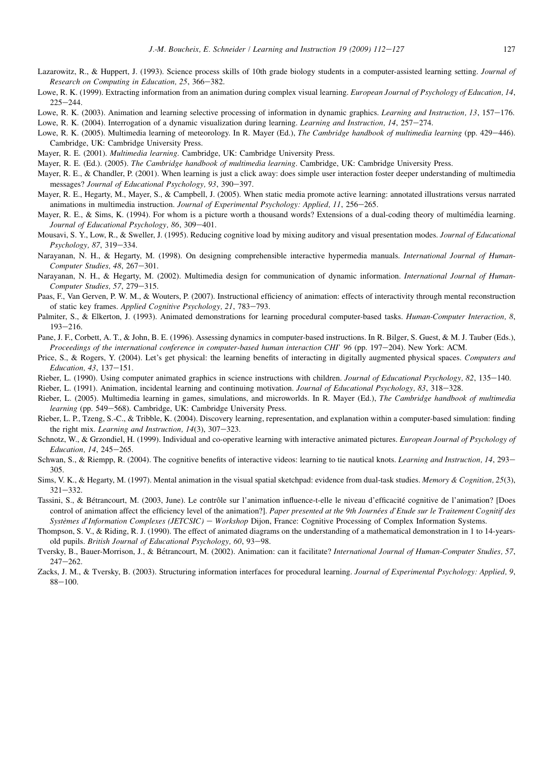Lazarowitz, R., & Huppert, J. (1993). Science process skills of 10th grade biology students in a computer-assisted learning setting. *Journal of Research on Computing in Education, 25*, 366–382.

Lowe, R. K. (1999). Extracting information from an animation during complex visual learning. *European Journal of Psychology of Education, 14*, 225–244.

Lowe, R. K. (2003). Animation and learning selective processing of information in dynamic graphics. *Learning and Instruction, 13*, 157–176.

Lowe, R. K. (2004). Interrogation of a dynamic visualization during learning. *Learning and Instruction, 14*, 257–274.

Lowe, R. K. (2005). Multimedia learning of meteorology. In R. Mayer (Ed.), *The Cambridge handbook of multimedia learning* (pp. 429–446). Cambridge, UK: Cambridge University Press.

Mayer, R. E. (2001). *Multimedia learning*. Cambridge, UK: Cambridge University Press.

Mayer, R. E. (Ed.). (2005). *The Cambridge handbook of multimedia learning*. Cambridge, UK: Cambridge University Press.

Mayer, R. E., & Chandler, P. (2001). When learning is just a click away: does simple user interaction foster deeper understanding of multimedia messages? *Journal of Educational Psychology, 93*, 390–397.

Mayer, R. E., Hegarty, M., Mayer, S., & Campbell, J. (2005). When static media promote active learning: annotated illustrations versus narrated animations in multimedia instruction. *Journal of Experimental Psychology: Applied, 11*, 256–265.

Mayer, R. E., & Sims, K. (1994). For whom is a picture worth a thousand words? Extensions of a dual-coding theory of multimédia learning. *Journal of Educational Psychology, 86*, 309–401.

Mousavi, S. Y., Low, R., & Sweller, J. (1995). Reducing cognitive load by mixing auditory and visual presentation modes. *Journal of Educational Psychology, 87*, 319–334.

Narayanan, N. H., & Hegarty, M. (1998). On designing comprehensible interactive hypermedia manuals. *International Journal of Human-Computer Studies, 48*, 267–301.

Narayanan, N. H., & Hegarty, M. (2002). Multimedia design for communication of dynamic information. *International Journal of Human-Computer Studies, 57*, 279–315.

Paas, F., Van Gerven, P. W. M., & Wouters, P. (2007). Instructional efficiency of animation: effects of interactivity through mental reconstruction of static key frames. *Applied Cognitive Psychology, 21*, 783–793.

Palmiter, S., & Elkerton, J. (1993). Animated demonstrations for learning procedural computer-based tasks. *Human-Computer Interaction, 8*, 193–216.

Pane, J. F., Corbett, A. T., & John, B. E. (1996). Assessing dynamics in computer-based instructions. In R. Bilger, S. Guest, & M. J. Tauber (Eds.), *Proceedings of the international conference in computer-based human interaction CHI' 96* (pp. 197–204). New York: ACM.

Price, S., & Rogers, Y. (2004). Let's get physical: the learning benefits of interacting in digitally augmented physical spaces. *Computers and Education, 43*, 137–151.

Rieber, L. (1990). Using computer animated graphics in science instructions with children. *Journal of Educational Psychology, 82*, 135–140.

Rieber, L. (1991). Animation, incidental learning and continuing motivation. *Journal of Educational Psychology, 83*, 318–328.

Rieber, L. (2005). Multimedia learning in games, simulations, and microworlds. In R. Mayer (Ed.), *The Cambridge handbook of multimedia learning* (pp. 549–568). Cambridge, UK: Cambridge University Press.

Rieber, L. P., Tzeng, S.-C., & Tribble, K. (2004). Discovery learning, representation, and explanation within a computer-based simulation: finding the right mix. *Learning and Instruction, 14*(3), 307–323.

Schnotz, W., & Grzondiel, H. (1999). Individual and co-operative learning with interactive animated pictures. *European Journal of Psychology of Education, 14*, 245–265.

Schwan, S., & Riempp, R. (2004). The cognitive benefits of interactive videos: learning to tie nautical knots. *Learning and Instruction, 14*, 293–305.

Sims, V. K., & Hegarty, M. (1997). Mental animation in the visual spatial sketchpad: evidence from dual-task studies. *Memory & Cognition, 25*(3), 321–332.

Tassini, S., & Bétrancourt, M. (2003, June). Le contrôle sur l'animation influence-t-elle le niveau d'efficacité cognitive de l'animation? [Does control of animation affect the efficiency level of the animation?]. *Paper presented at the 9th Journées d'Etude sur le Traitement Cognitif des Systèmes d'Information Complexes (JETCSIC) – Workshop* Dijon, France: Cognitive Processing of Complex Information Systems.

Thompson, S. V., & Riding, R. J. (1990). The effect of animated diagrams on the understanding of a mathematical demonstration in 1 to 14-years-old pupils. *British Journal of Educational Psychology, 60*, 93–98.

Tversky, B., Bauer-Morrison, J., & Bétrancourt, M. (2002). Animation: can it facilitate? *International Journal of Human-Computer Studies, 57*, 247–262.

Zacks, J. M., & Tversky, B. (2003). Structuring information interfaces for procedural learning. *Journal of Experimental Psychology: Applied, 9*, 88–100.